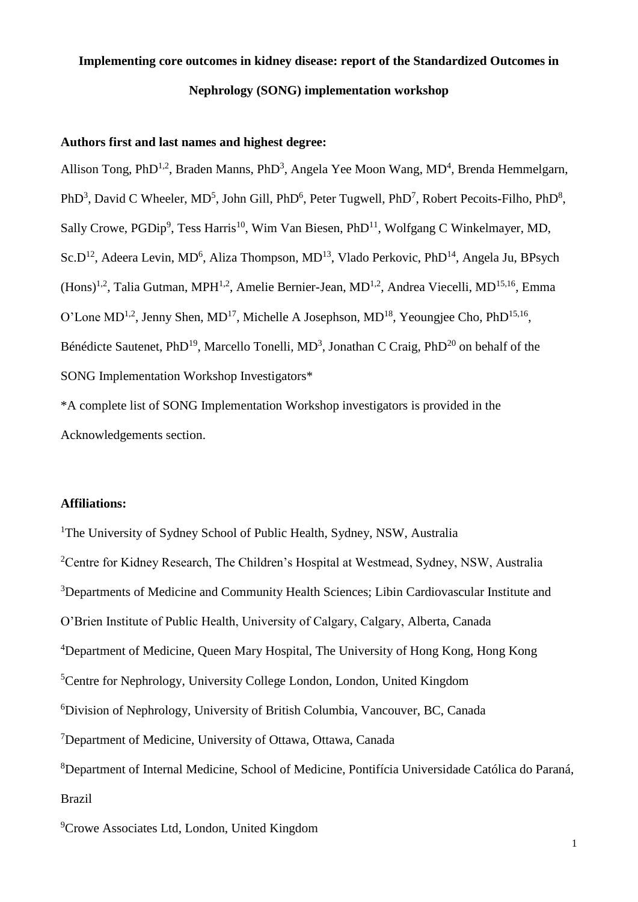# Implementing core outcomes in kidney disease: report of the Standardized Outcomes in Nephrology (SONG) implementation workshop

**Authors first and last names and highest degree:**

Allison Tong, PhD[1,2], Braden Manns, PhD[3], Angela Yee Moon Wang, MD[4], Brenda Hemmelgarn, PhD[3], David C Wheeler, MD[5], John Gill, PhD[6], Peter Tugwell, PhD[7], Robert Pecoits-Filho, PhD[8], Sally Crowe, PGDip[9], Tess Harris[10], Wim Van Biesen, PhD[11], Wolfgang C Winkelmayer, MD, Sc.D[12], Adeera Levin, MD[6], Aliza Thompson, MD[13], Vlado Perkovic, PhD[14], Angela Ju, BPsych (Hons)[1,2], Talia Gutman, MPH[1,2], Amelie Bernier-Jean, MD[1,2], Andrea Viecelli, MD[15,16], Emma O'Lone MD[1,2], Jenny Shen, MD[17], Michelle A Josephson, MD[18], Yeoungjee Cho, PhD[15,16], Bénédicte Sautenet, PhD[19], Marcello Tonelli, MD[3], Jonathan C Craig, PhD[20] on behalf of the SONG Implementation Workshop Investigators*

*A complete list of SONG Implementation Workshop investigators is provided in the Acknowledgements section.

**Affiliations:**

[1]The University of Sydney School of Public Health, Sydney, NSW, Australia

[2]Centre for Kidney Research, The Children's Hospital at Westmead, Sydney, NSW, Australia

[3]Departments of Medicine and Community Health Sciences; Libin Cardiovascular Institute and O'Brien Institute of Public Health, University of Calgary, Calgary, Alberta, Canada

[4]Department of Medicine, Queen Mary Hospital, The University of Hong Kong, Hong Kong

[5]Centre for Nephrology, University College London, London, United Kingdom

[6]Division of Nephrology, University of British Columbia, Vancouver, BC, Canada

[7]Department of Medicine, University of Ottawa, Ottawa, Canada

[8]Department of Internal Medicine, School of Medicine, Pontifícia Universidade Católica do Paraná, Brazil

[9]Crowe Associates Ltd, London, United Kingdom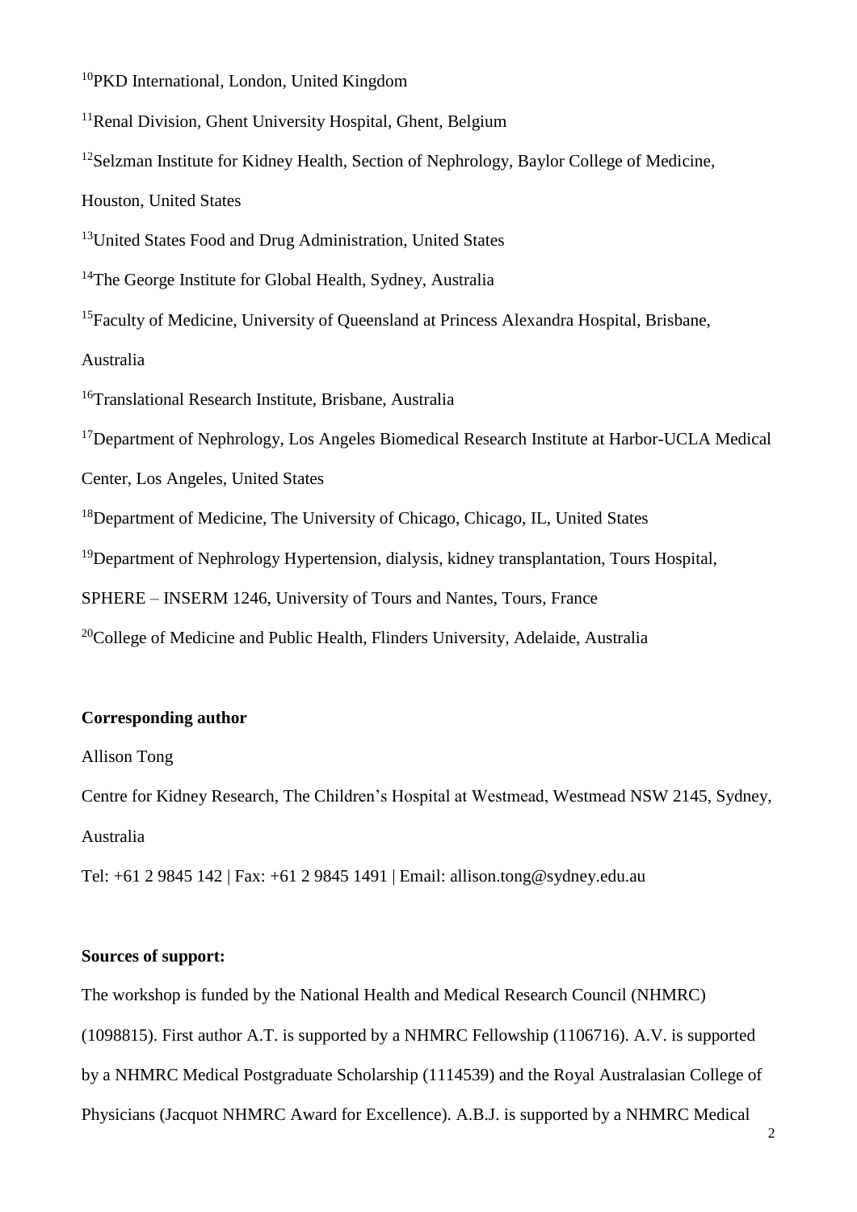[10]PKD International, London, United Kingdom

[11]Renal Division, Ghent University Hospital, Ghent, Belgium

[12]Selzman Institute for Kidney Health, Section of Nephrology, Baylor College of Medicine, Houston, United States

[13]United States Food and Drug Administration, United States

[14]The George Institute for Global Health, Sydney, Australia

[15]Faculty of Medicine, University of Queensland at Princess Alexandra Hospital, Brisbane, Australia

[16]Translational Research Institute, Brisbane, Australia

[17]Department of Nephrology, Los Angeles Biomedical Research Institute at Harbor-UCLA Medical Center, Los Angeles, United States

[18]Department of Medicine, The University of Chicago, Chicago, IL, United States

[19]Department of Nephrology Hypertension, dialysis, kidney transplantation, Tours Hospital, SPHERE – INSERM 1246, University of Tours and Nantes, Tours, France

[20]College of Medicine and Public Health, Flinders University, Adelaide, Australia

**Corresponding author**

Allison Tong

Centre for Kidney Research, The Children's Hospital at Westmead, Westmead NSW 2145, Sydney, Australia

Tel: +61 2 9845 142 | Fax: +61 2 9845 1491 | Email: allison.tong@sydney.edu.au

**Sources of support:**

The workshop is funded by the National Health and Medical Research Council (NHMRC) (1098815). First author A.T. is supported by a NHMRC Fellowship (1106716). A.V. is supported by a NHMRC Medical Postgraduate Scholarship (1114539) and the Royal Australasian College of Physicians (Jacquot NHMRC Award for Excellence). A.B.J. is supported by a NHMRC Medical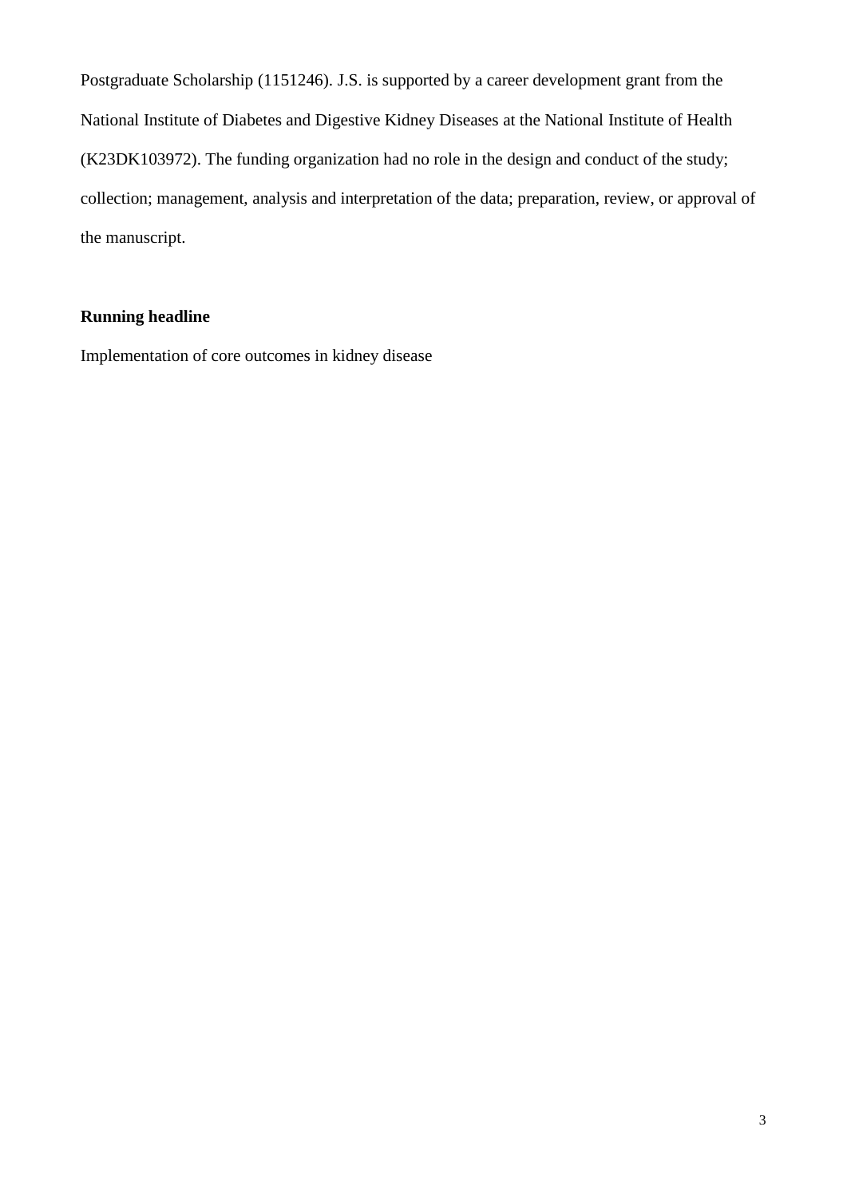Postgraduate Scholarship (1151246). J.S. is supported by a career development grant from the National Institute of Diabetes and Digestive Kidney Diseases at the National Institute of Health (K23DK103972). The funding organization had no role in the design and conduct of the study; collection; management, analysis and interpretation of the data; preparation, review, or approval of the manuscript.

**Running headline**

Implementation of core outcomes in kidney disease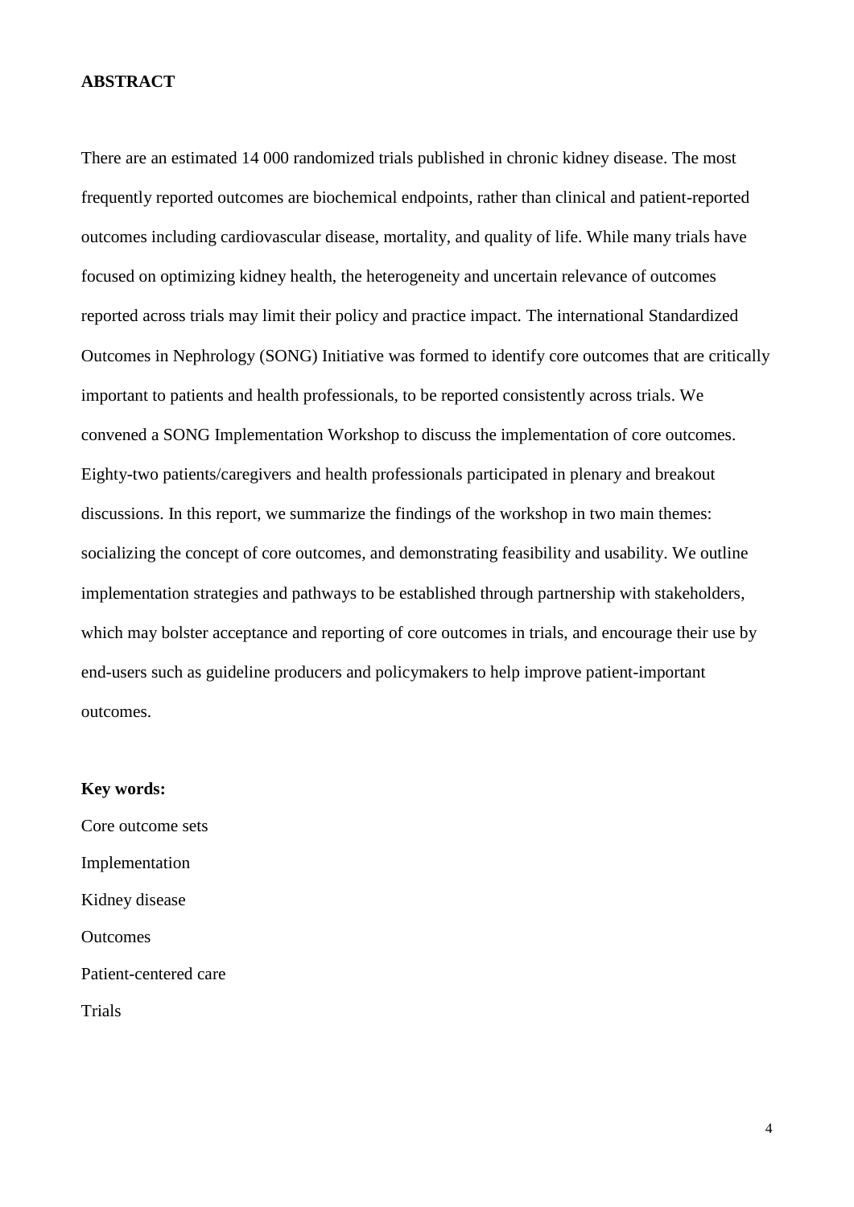## ABSTRACT

There are an estimated 14 000 randomized trials published in chronic kidney disease. The most frequently reported outcomes are biochemical endpoints, rather than clinical and patient-reported outcomes including cardiovascular disease, mortality, and quality of life. While many trials have focused on optimizing kidney health, the heterogeneity and uncertain relevance of outcomes reported across trials may limit their policy and practice impact. The international Standardized Outcomes in Nephrology (SONG) Initiative was formed to identify core outcomes that are critically important to patients and health professionals, to be reported consistently across trials. We convened a SONG Implementation Workshop to discuss the implementation of core outcomes. Eighty-two patients/caregivers and health professionals participated in plenary and breakout discussions. In this report, we summarize the findings of the workshop in two main themes: socializing the concept of core outcomes, and demonstrating feasibility and usability. We outline implementation strategies and pathways to be established through partnership with stakeholders, which may bolster acceptance and reporting of core outcomes in trials, and encourage their use by end-users such as guideline producers and policymakers to help improve patient-important outcomes.

**Key words:**

Core outcome sets

Implementation

Kidney disease

Outcomes

Patient-centered care

Trials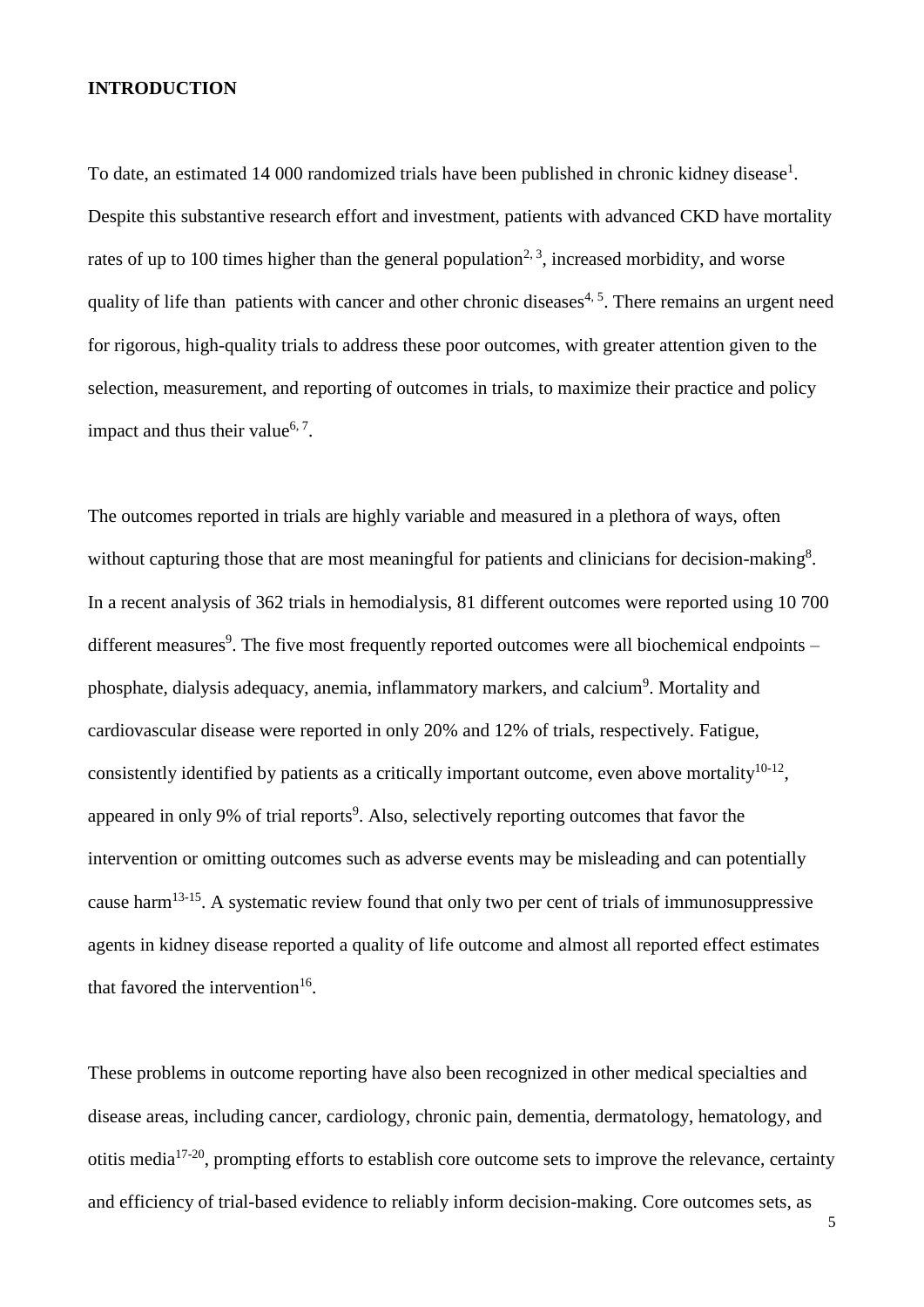**INTRODUCTION**

To date, an estimated 14 000 randomized trials have been published in chronic kidney disease[1]. Despite this substantive research effort and investment, patients with advanced CKD have mortality rates of up to 100 times higher than the general population[2, 3], increased morbidity, and worse quality of life than patients with cancer and other chronic diseases[4, 5]. There remains an urgent need for rigorous, high-quality trials to address these poor outcomes, with greater attention given to the selection, measurement, and reporting of outcomes in trials, to maximize their practice and policy impact and thus their value[6, 7].

The outcomes reported in trials are highly variable and measured in a plethora of ways, often without capturing those that are most meaningful for patients and clinicians for decision-making[8]. In a recent analysis of 362 trials in hemodialysis, 81 different outcomes were reported using 10 700 different measures[9]. The five most frequently reported outcomes were all biochemical endpoints – phosphate, dialysis adequacy, anemia, inflammatory markers, and calcium[9]. Mortality and cardiovascular disease were reported in only 20% and 12% of trials, respectively. Fatigue, consistently identified by patients as a critically important outcome, even above mortality[10-12], appeared in only 9% of trial reports[9]. Also, selectively reporting outcomes that favor the intervention or omitting outcomes such as adverse events may be misleading and can potentially cause harm[13-15]. A systematic review found that only two per cent of trials of immunosuppressive agents in kidney disease reported a quality of life outcome and almost all reported effect estimates that favored the intervention[16].

These problems in outcome reporting have also been recognized in other medical specialties and disease areas, including cancer, cardiology, chronic pain, dementia, dermatology, hematology, and otitis media[17-20], prompting efforts to establish core outcome sets to improve the relevance, certainty and efficiency of trial-based evidence to reliably inform decision-making. Core outcomes sets, as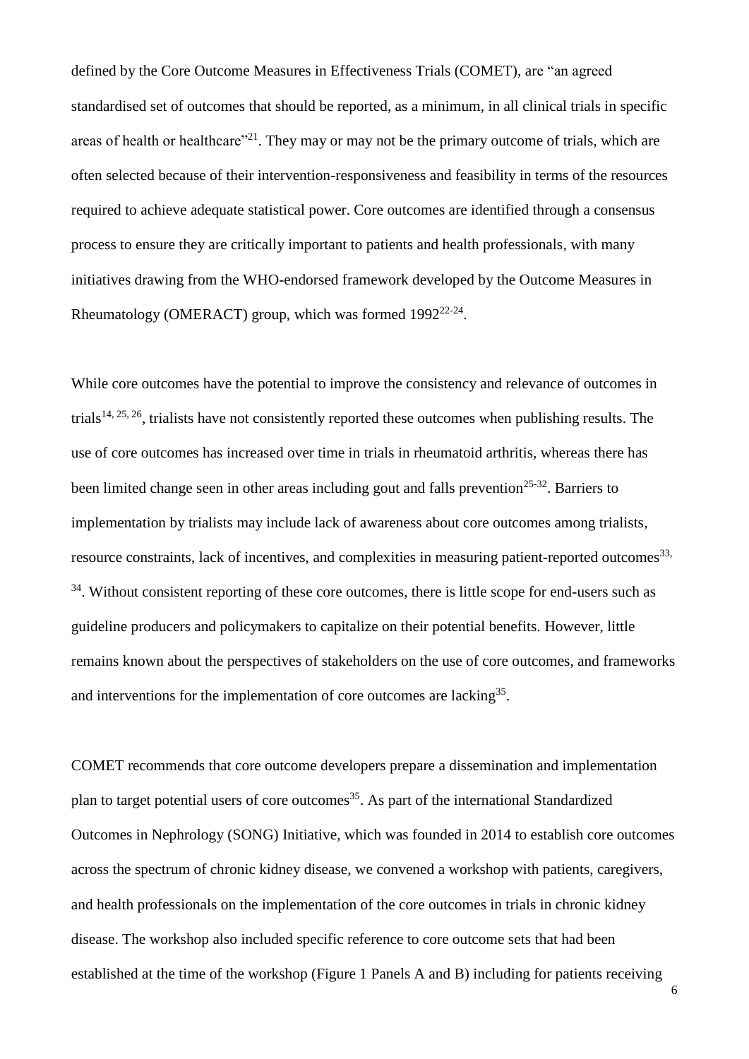defined by the Core Outcome Measures in Effectiveness Trials (COMET), are "an agreed standardised set of outcomes that should be reported, as a minimum, in all clinical trials in specific areas of health or healthcare"[21]. They may or may not be the primary outcome of trials, which are often selected because of their intervention-responsiveness and feasibility in terms of the resources required to achieve adequate statistical power. Core outcomes are identified through a consensus process to ensure they are critically important to patients and health professionals, with many initiatives drawing from the WHO-endorsed framework developed by the Outcome Measures in Rheumatology (OMERACT) group, which was formed 1992[22-24].

While core outcomes have the potential to improve the consistency and relevance of outcomes in trials[14, 25, 26], trialists have not consistently reported these outcomes when publishing results. The use of core outcomes has increased over time in trials in rheumatoid arthritis, whereas there has been limited change seen in other areas including gout and falls prevention[25-32]. Barriers to implementation by trialists may include lack of awareness about core outcomes among trialists, resource constraints, lack of incentives, and complexities in measuring patient-reported outcomes[33, 34]. Without consistent reporting of these core outcomes, there is little scope for end-users such as guideline producers and policymakers to capitalize on their potential benefits. However, little remains known about the perspectives of stakeholders on the use of core outcomes, and frameworks and interventions for the implementation of core outcomes are lacking[35].

COMET recommends that core outcome developers prepare a dissemination and implementation plan to target potential users of core outcomes[35]. As part of the international Standardized Outcomes in Nephrology (SONG) Initiative, which was founded in 2014 to establish core outcomes across the spectrum of chronic kidney disease, we convened a workshop with patients, caregivers, and health professionals on the implementation of the core outcomes in trials in chronic kidney disease. The workshop also included specific reference to core outcome sets that had been established at the time of the workshop (Figure 1 Panels A and B) including for patients receiving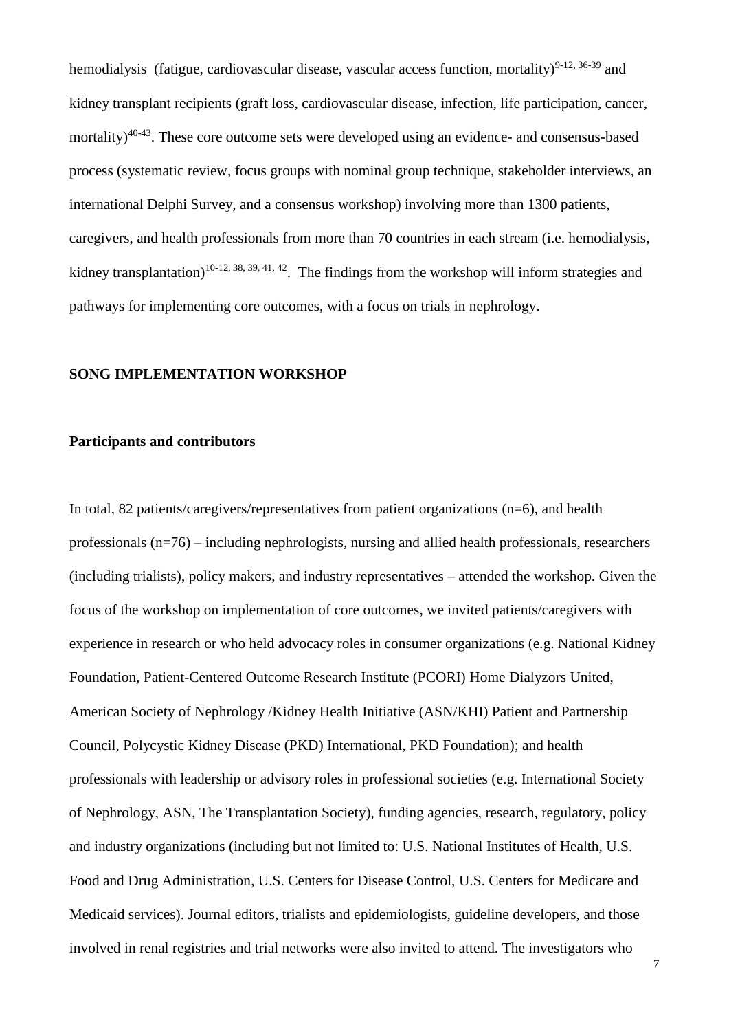hemodialysis (fatigue, cardiovascular disease, vascular access function, mortality)[9-12, 36-39] and kidney transplant recipients (graft loss, cardiovascular disease, infection, life participation, cancer, mortality)[40-43]. These core outcome sets were developed using an evidence- and consensus-based process (systematic review, focus groups with nominal group technique, stakeholder interviews, an international Delphi Survey, and a consensus workshop) involving more than 1300 patients, caregivers, and health professionals from more than 70 countries in each stream (i.e. hemodialysis, kidney transplantation)[10-12, 38, 39, 41, 42]. The findings from the workshop will inform strategies and pathways for implementing core outcomes, with a focus on trials in nephrology.

## SONG IMPLEMENTATION WORKSHOP

### Participants and contributors

In total, 82 patients/caregivers/representatives from patient organizations (n=6), and health professionals (n=76) – including nephrologists, nursing and allied health professionals, researchers (including trialists), policy makers, and industry representatives – attended the workshop. Given the focus of the workshop on implementation of core outcomes, we invited patients/caregivers with experience in research or who held advocacy roles in consumer organizations (e.g. National Kidney Foundation, Patient-Centered Outcome Research Institute (PCORI) Home Dialyzors United, American Society of Nephrology /Kidney Health Initiative (ASN/KHI) Patient and Partnership Council, Polycystic Kidney Disease (PKD) International, PKD Foundation); and health professionals with leadership or advisory roles in professional societies (e.g. International Society of Nephrology, ASN, The Transplantation Society), funding agencies, research, regulatory, policy and industry organizations (including but not limited to: U.S. National Institutes of Health, U.S. Food and Drug Administration, U.S. Centers for Disease Control, U.S. Centers for Medicare and Medicaid services). Journal editors, trialists and epidemiologists, guideline developers, and those involved in renal registries and trial networks were also invited to attend. The investigators who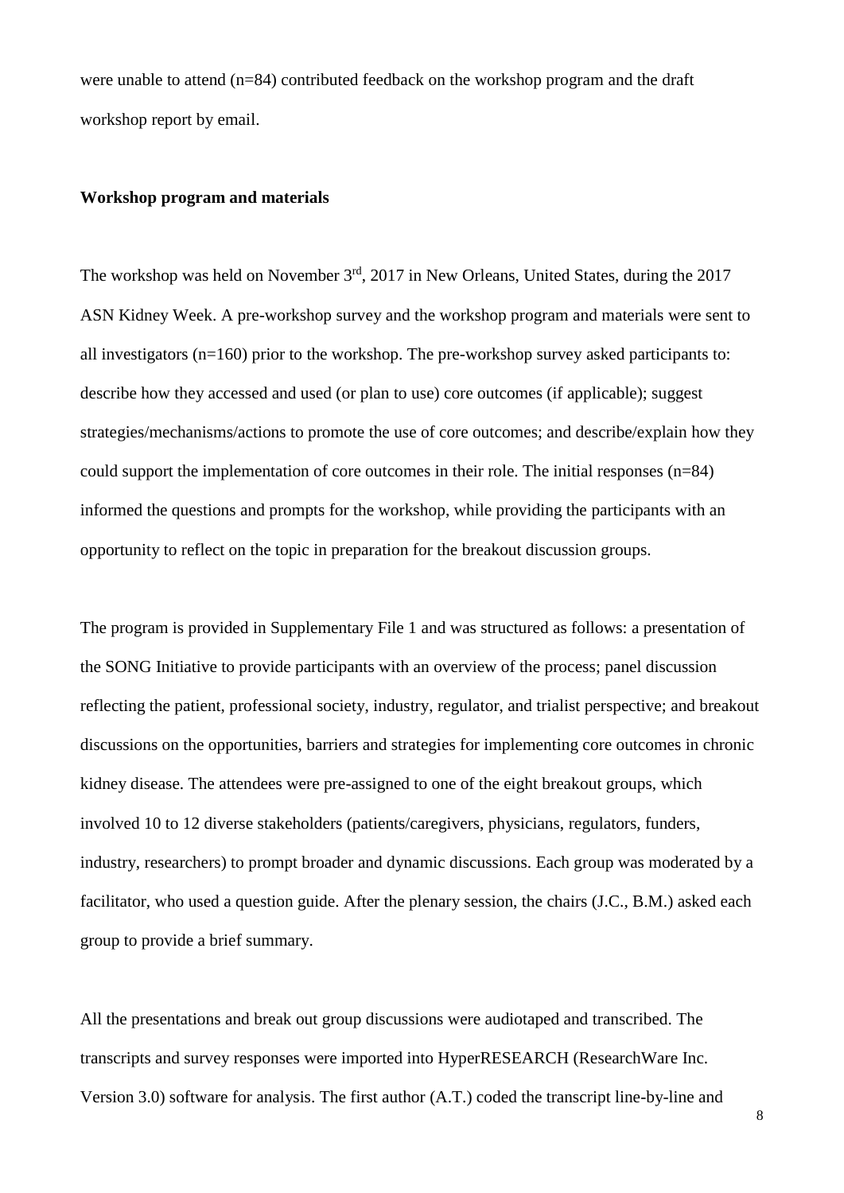were unable to attend (n=84) contributed feedback on the workshop program and the draft workshop report by email.

**Workshop program and materials**

The workshop was held on November 3rd, 2017 in New Orleans, United States, during the 2017 ASN Kidney Week. A pre-workshop survey and the workshop program and materials were sent to all investigators (n=160) prior to the workshop. The pre-workshop survey asked participants to: describe how they accessed and used (or plan to use) core outcomes (if applicable); suggest strategies/mechanisms/actions to promote the use of core outcomes; and describe/explain how they could support the implementation of core outcomes in their role. The initial responses (n=84) informed the questions and prompts for the workshop, while providing the participants with an opportunity to reflect on the topic in preparation for the breakout discussion groups.

The program is provided in Supplementary File 1 and was structured as follows: a presentation of the SONG Initiative to provide participants with an overview of the process; panel discussion reflecting the patient, professional society, industry, regulator, and trialist perspective; and breakout discussions on the opportunities, barriers and strategies for implementing core outcomes in chronic kidney disease. The attendees were pre-assigned to one of the eight breakout groups, which involved 10 to 12 diverse stakeholders (patients/caregivers, physicians, regulators, funders, industry, researchers) to prompt broader and dynamic discussions. Each group was moderated by a facilitator, who used a question guide. After the plenary session, the chairs (J.C., B.M.) asked each group to provide a brief summary.

All the presentations and break out group discussions were audiotaped and transcribed. The transcripts and survey responses were imported into HyperRESEARCH (ResearchWare Inc. Version 3.0) software for analysis. The first author (A.T.) coded the transcript line-by-line and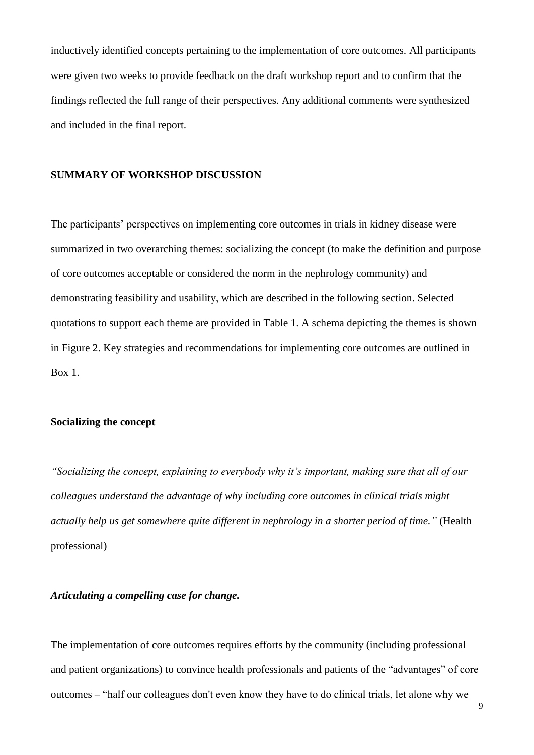inductively identified concepts pertaining to the implementation of core outcomes. All participants were given two weeks to provide feedback on the draft workshop report and to confirm that the findings reflected the full range of their perspectives. Any additional comments were synthesized and included in the final report.

## SUMMARY OF WORKSHOP DISCUSSION

The participants' perspectives on implementing core outcomes in trials in kidney disease were summarized in two overarching themes: socializing the concept (to make the definition and purpose of core outcomes acceptable or considered the norm in the nephrology community) and demonstrating feasibility and usability, which are described in the following section. Selected quotations to support each theme are provided in Table 1. A schema depicting the themes is shown in Figure 2. Key strategies and recommendations for implementing core outcomes are outlined in Box 1.

### Socializing the concept

*"Socializing the concept, explaining to everybody why it's important, making sure that all of our colleagues understand the advantage of why including core outcomes in clinical trials might actually help us get somewhere quite different in nephrology in a shorter period of time."* (Health professional)

#### *Articulating a compelling case for change.*

The implementation of core outcomes requires efforts by the community (including professional and patient organizations) to convince health professionals and patients of the "advantages" of core outcomes – "half our colleagues don't even know they have to do clinical trials, let alone why we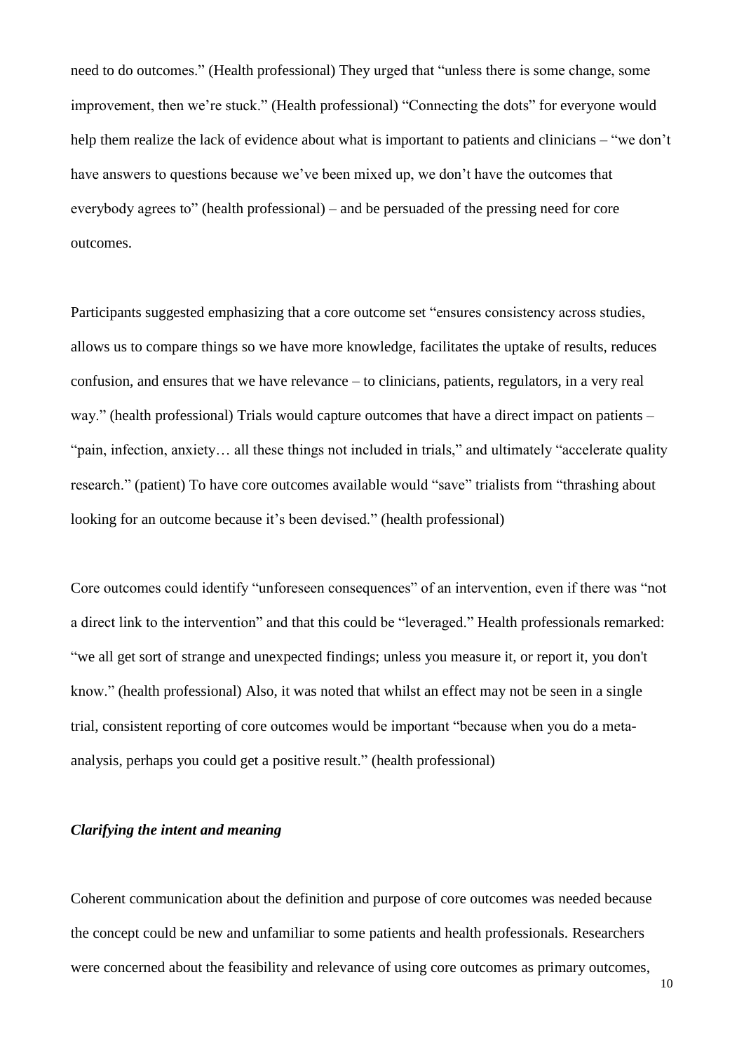need to do outcomes." (Health professional) They urged that "unless there is some change, some improvement, then we're stuck." (Health professional) "Connecting the dots" for everyone would help them realize the lack of evidence about what is important to patients and clinicians – "we don't have answers to questions because we've been mixed up, we don't have the outcomes that everybody agrees to" (health professional) – and be persuaded of the pressing need for core outcomes.

Participants suggested emphasizing that a core outcome set "ensures consistency across studies, allows us to compare things so we have more knowledge, facilitates the uptake of results, reduces confusion, and ensures that we have relevance – to clinicians, patients, regulators, in a very real way." (health professional) Trials would capture outcomes that have a direct impact on patients – "pain, infection, anxiety… all these things not included in trials," and ultimately "accelerate quality research." (patient) To have core outcomes available would "save" trialists from "thrashing about looking for an outcome because it's been devised." (health professional)

Core outcomes could identify "unforeseen consequences" of an intervention, even if there was "not a direct link to the intervention" and that this could be "leveraged." Health professionals remarked: "we all get sort of strange and unexpected findings; unless you measure it, or report it, you don't know." (health professional) Also, it was noted that whilst an effect may not be seen in a single trial, consistent reporting of core outcomes would be important "because when you do a meta-analysis, perhaps you could get a positive result." (health professional)

***Clarifying the intent and meaning***

Coherent communication about the definition and purpose of core outcomes was needed because the concept could be new and unfamiliar to some patients and health professionals. Researchers were concerned about the feasibility and relevance of using core outcomes as primary outcomes,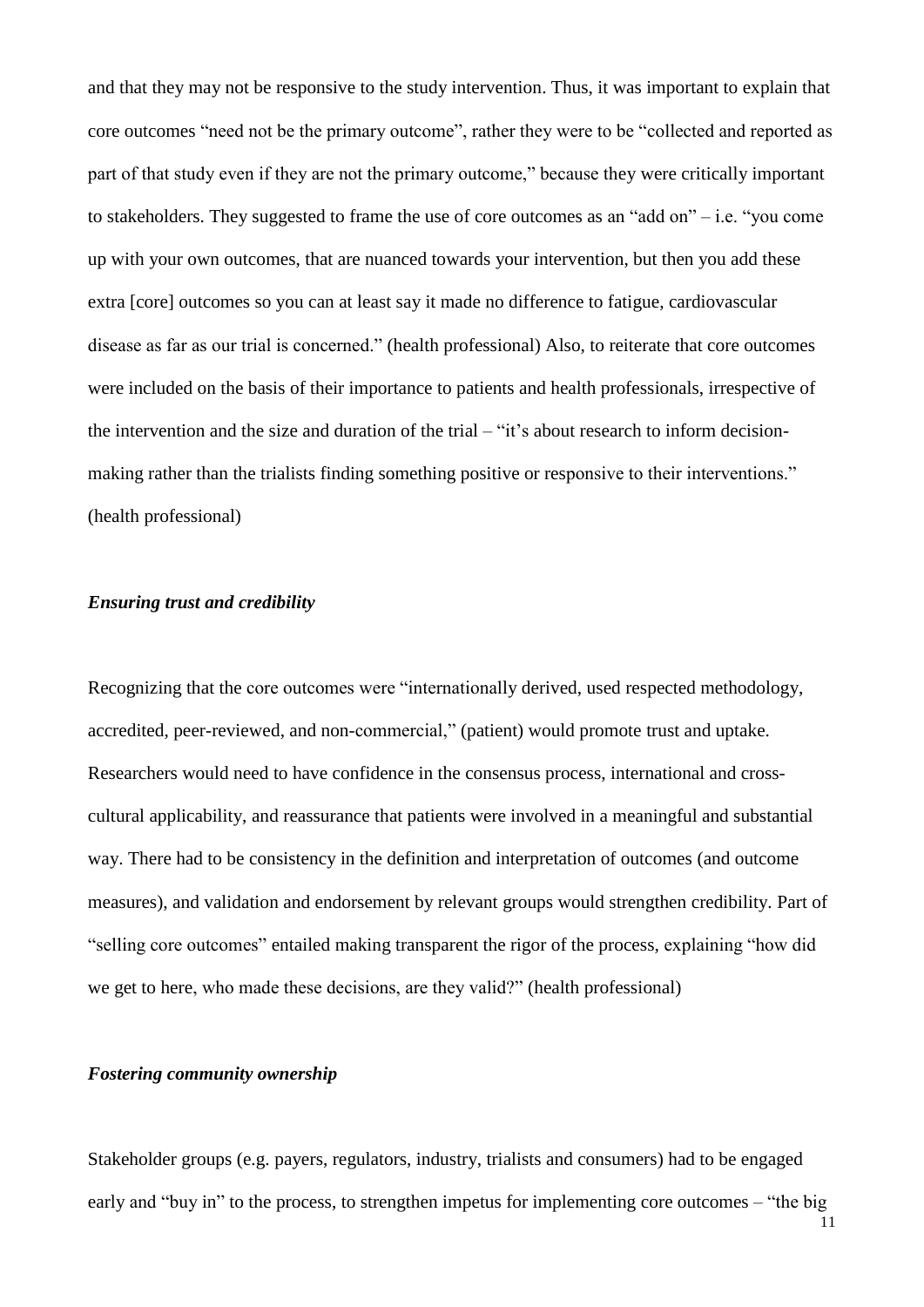and that they may not be responsive to the study intervention. Thus, it was important to explain that core outcomes "need not be the primary outcome", rather they were to be "collected and reported as part of that study even if they are not the primary outcome," because they were critically important to stakeholders. They suggested to frame the use of core outcomes as an "add on" – i.e. "you come up with your own outcomes, that are nuanced towards your intervention, but then you add these extra [core] outcomes so you can at least say it made no difference to fatigue, cardiovascular disease as far as our trial is concerned." (health professional) Also, to reiterate that core outcomes were included on the basis of their importance to patients and health professionals, irrespective of the intervention and the size and duration of the trial – "it's about research to inform decision-making rather than the trialists finding something positive or responsive to their interventions." (health professional)

### *Ensuring trust and credibility*

Recognizing that the core outcomes were "internationally derived, used respected methodology, accredited, peer-reviewed, and non-commercial," (patient) would promote trust and uptake. Researchers would need to have confidence in the consensus process, international and cross-cultural applicability, and reassurance that patients were involved in a meaningful and substantial way. There had to be consistency in the definition and interpretation of outcomes (and outcome measures), and validation and endorsement by relevant groups would strengthen credibility. Part of "selling core outcomes" entailed making transparent the rigor of the process, explaining "how did we get to here, who made these decisions, are they valid?" (health professional)

### *Fostering community ownership*

Stakeholder groups (e.g. payers, regulators, industry, trialists and consumers) had to be engaged early and "buy in" to the process, to strengthen impetus for implementing core outcomes – "the big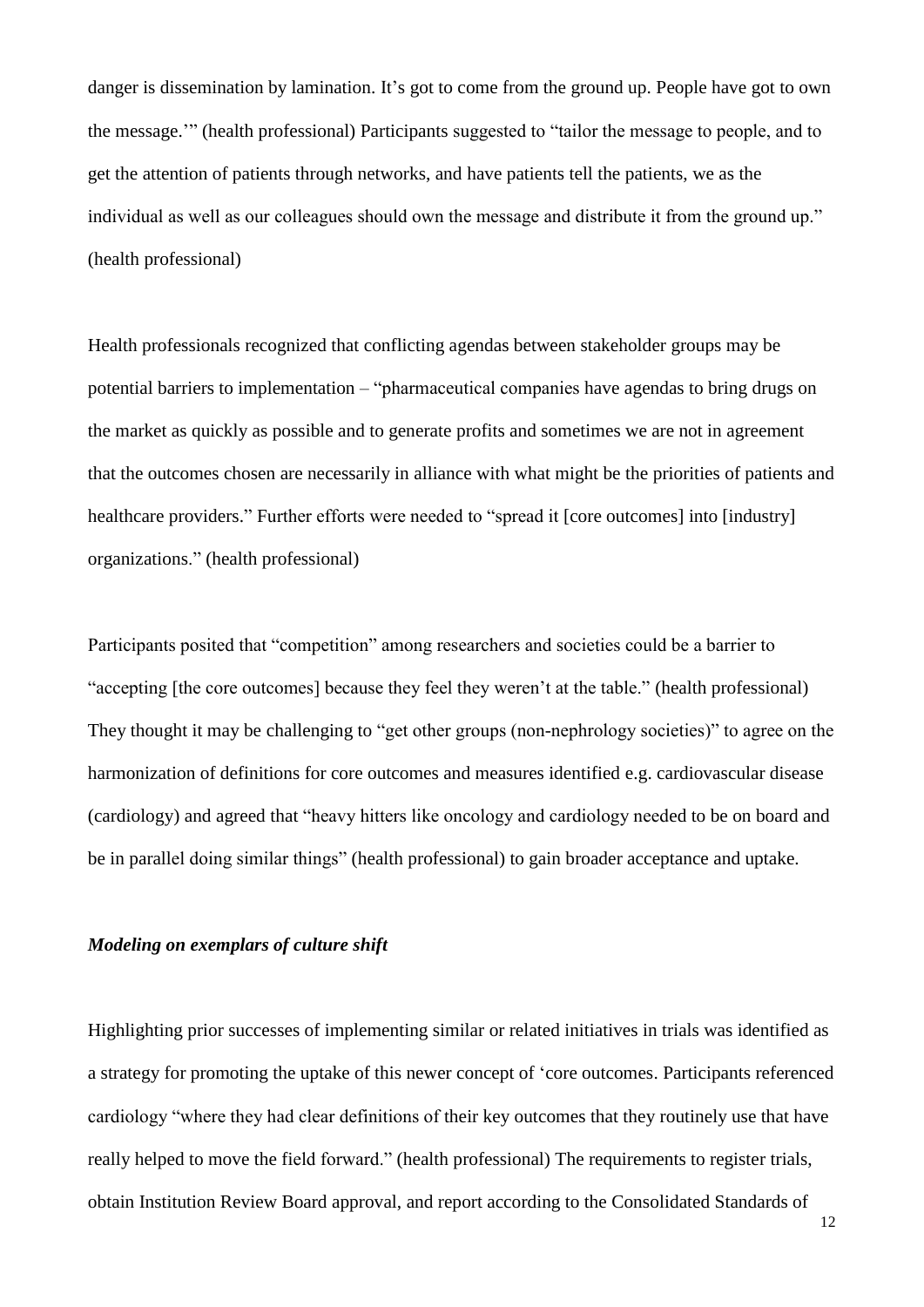danger is dissemination by lamination. It's got to come from the ground up. People have got to own the message.'" (health professional) Participants suggested to "tailor the message to people, and to get the attention of patients through networks, and have patients tell the patients, we as the individual as well as our colleagues should own the message and distribute it from the ground up." (health professional)

Health professionals recognized that conflicting agendas between stakeholder groups may be potential barriers to implementation – "pharmaceutical companies have agendas to bring drugs on the market as quickly as possible and to generate profits and sometimes we are not in agreement that the outcomes chosen are necessarily in alliance with what might be the priorities of patients and healthcare providers." Further efforts were needed to "spread it [core outcomes] into [industry] organizations." (health professional)

Participants posited that "competition" among researchers and societies could be a barrier to "accepting [the core outcomes] because they feel they weren't at the table." (health professional) They thought it may be challenging to "get other groups (non-nephrology societies)" to agree on the harmonization of definitions for core outcomes and measures identified e.g. cardiovascular disease (cardiology) and agreed that "heavy hitters like oncology and cardiology needed to be on board and be in parallel doing similar things" (health professional) to gain broader acceptance and uptake.

***Modeling on exemplars of culture shift***

Highlighting prior successes of implementing similar or related initiatives in trials was identified as a strategy for promoting the uptake of this newer concept of 'core outcomes. Participants referenced cardiology "where they had clear definitions of their key outcomes that they routinely use that have really helped to move the field forward." (health professional) The requirements to register trials, obtain Institution Review Board approval, and report according to the Consolidated Standards of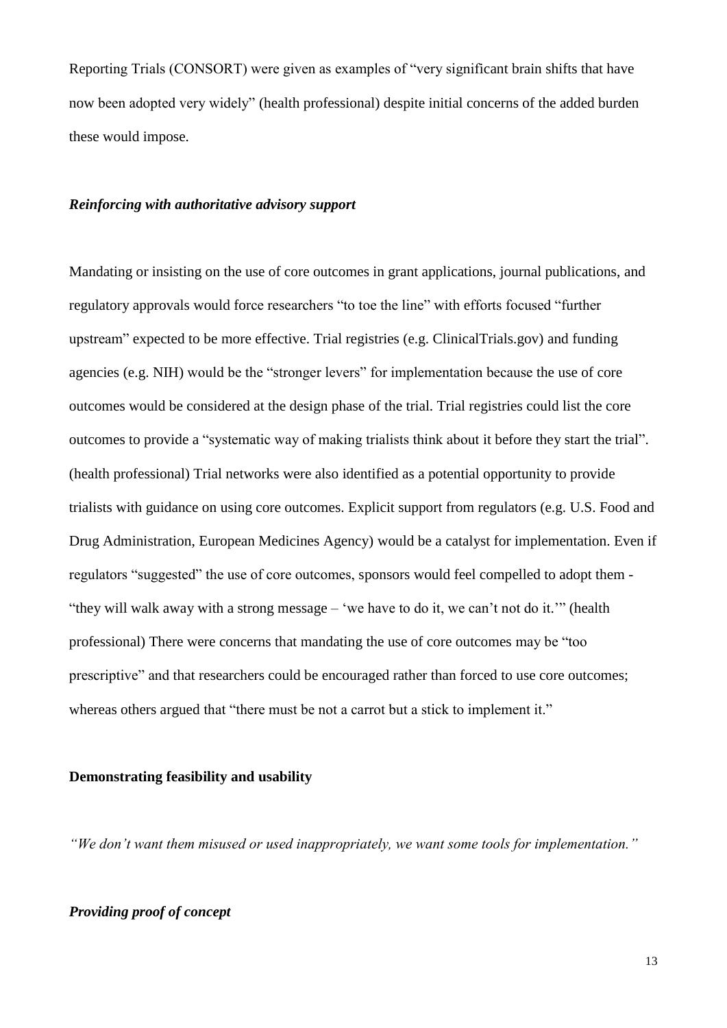Reporting Trials (CONSORT) were given as examples of "very significant brain shifts that have now been adopted very widely" (health professional) despite initial concerns of the added burden these would impose.

### *Reinforcing with authoritative advisory support*

Mandating or insisting on the use of core outcomes in grant applications, journal publications, and regulatory approvals would force researchers "to toe the line" with efforts focused "further upstream" expected to be more effective. Trial registries (e.g. ClinicalTrials.gov) and funding agencies (e.g. NIH) would be the "stronger levers" for implementation because the use of core outcomes would be considered at the design phase of the trial. Trial registries could list the core outcomes to provide a "systematic way of making trialists think about it before they start the trial". (health professional) Trial networks were also identified as a potential opportunity to provide trialists with guidance on using core outcomes. Explicit support from regulators (e.g. U.S. Food and Drug Administration, European Medicines Agency) would be a catalyst for implementation. Even if regulators "suggested" the use of core outcomes, sponsors would feel compelled to adopt them - "they will walk away with a strong message – 'we have to do it, we can't not do it.'" (health professional) There were concerns that mandating the use of core outcomes may be "too prescriptive" and that researchers could be encouraged rather than forced to use core outcomes; whereas others argued that "there must be not a carrot but a stick to implement it."

## **Demonstrating feasibility and usability**

*"We don't want them misused or used inappropriately, we want some tools for implementation."*

### *Providing proof of concept*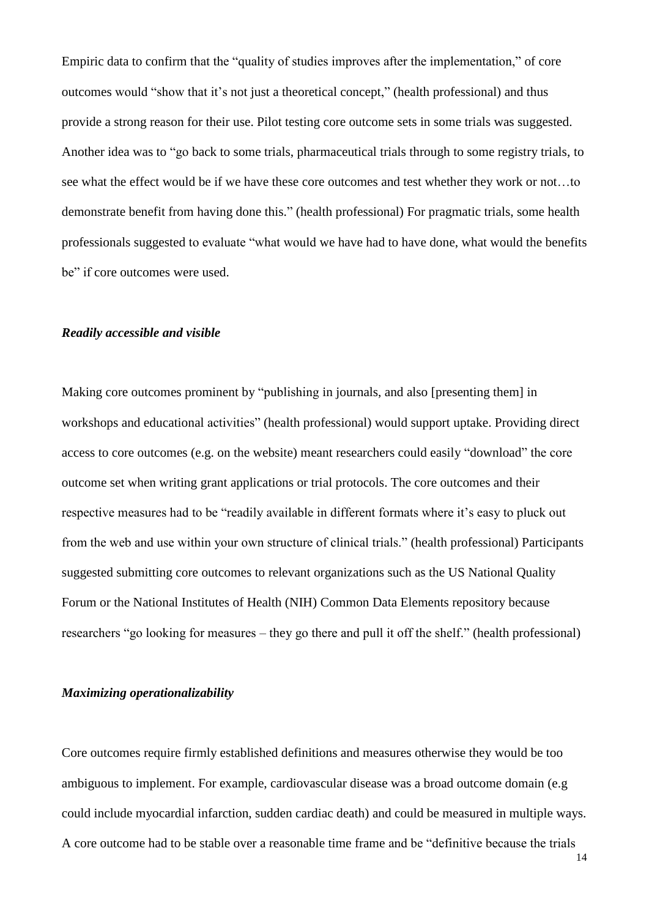Empiric data to confirm that the "quality of studies improves after the implementation," of core outcomes would "show that it's not just a theoretical concept," (health professional) and thus provide a strong reason for their use. Pilot testing core outcome sets in some trials was suggested. Another idea was to "go back to some trials, pharmaceutical trials through to some registry trials, to see what the effect would be if we have these core outcomes and test whether they work or not…to demonstrate benefit from having done this." (health professional) For pragmatic trials, some health professionals suggested to evaluate "what would we have had to have done, what would the benefits be" if core outcomes were used.

### *Readily accessible and visible*

Making core outcomes prominent by "publishing in journals, and also [presenting them] in workshops and educational activities" (health professional) would support uptake. Providing direct access to core outcomes (e.g. on the website) meant researchers could easily "download" the core outcome set when writing grant applications or trial protocols. The core outcomes and their respective measures had to be "readily available in different formats where it's easy to pluck out from the web and use within your own structure of clinical trials." (health professional) Participants suggested submitting core outcomes to relevant organizations such as the US National Quality Forum or the National Institutes of Health (NIH) Common Data Elements repository because researchers "go looking for measures – they go there and pull it off the shelf." (health professional)

### *Maximizing operationalizability*

Core outcomes require firmly established definitions and measures otherwise they would be too ambiguous to implement. For example, cardiovascular disease was a broad outcome domain (e.g could include myocardial infarction, sudden cardiac death) and could be measured in multiple ways. A core outcome had to be stable over a reasonable time frame and be "definitive because the trials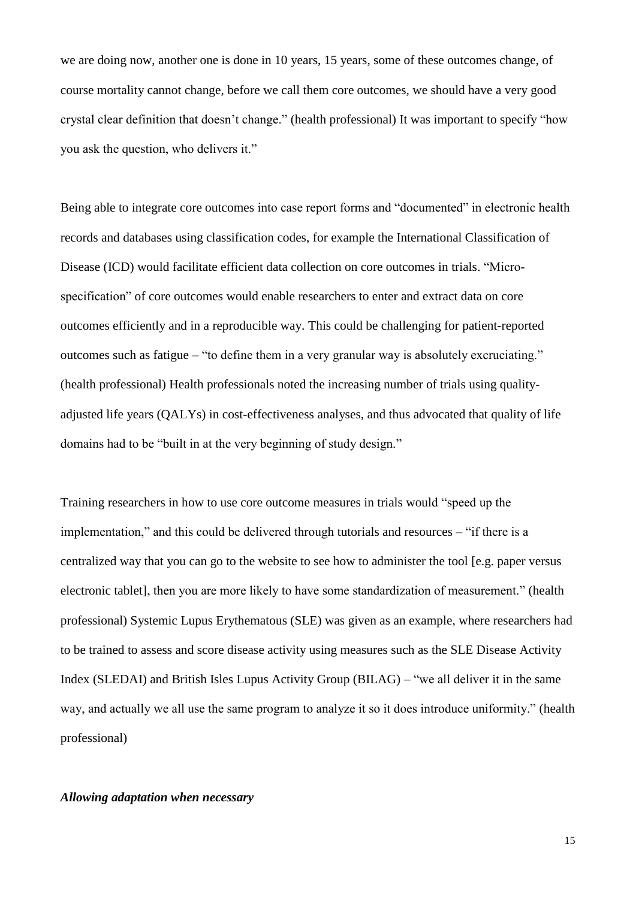we are doing now, another one is done in 10 years, 15 years, some of these outcomes change, of course mortality cannot change, before we call them core outcomes, we should have a very good crystal clear definition that doesn't change." (health professional) It was important to specify "how you ask the question, who delivers it."

Being able to integrate core outcomes into case report forms and "documented" in electronic health records and databases using classification codes, for example the International Classification of Disease (ICD) would facilitate efficient data collection on core outcomes in trials. "Micro-specification" of core outcomes would enable researchers to enter and extract data on core outcomes efficiently and in a reproducible way. This could be challenging for patient-reported outcomes such as fatigue – "to define them in a very granular way is absolutely excruciating." (health professional) Health professionals noted the increasing number of trials using quality-adjusted life years (QALYs) in cost-effectiveness analyses, and thus advocated that quality of life domains had to be "built in at the very beginning of study design."

Training researchers in how to use core outcome measures in trials would "speed up the implementation," and this could be delivered through tutorials and resources – "if there is a centralized way that you can go to the website to see how to administer the tool [e.g. paper versus electronic tablet], then you are more likely to have some standardization of measurement." (health professional) Systemic Lupus Erythematous (SLE) was given as an example, where researchers had to be trained to assess and score disease activity using measures such as the SLE Disease Activity Index (SLEDAI) and British Isles Lupus Activity Group (BILAG) – "we all deliver it in the same way, and actually we all use the same program to analyze it so it does introduce uniformity." (health professional)

***Allowing adaptation when necessary***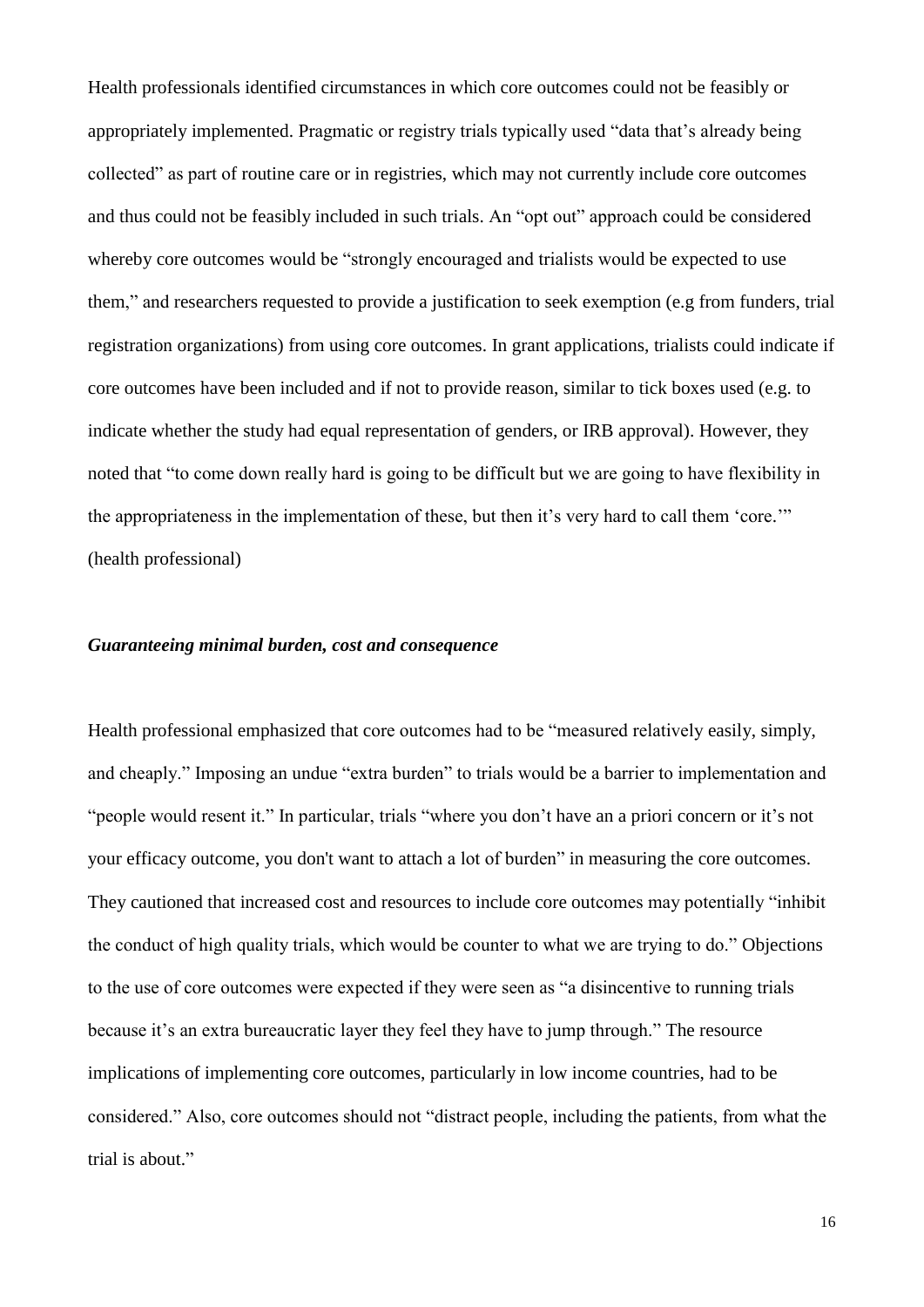Health professionals identified circumstances in which core outcomes could not be feasibly or appropriately implemented. Pragmatic or registry trials typically used "data that's already being collected" as part of routine care or in registries, which may not currently include core outcomes and thus could not be feasibly included in such trials. An "opt out" approach could be considered whereby core outcomes would be "strongly encouraged and trialists would be expected to use them," and researchers requested to provide a justification to seek exemption (e.g from funders, trial registration organizations) from using core outcomes. In grant applications, trialists could indicate if core outcomes have been included and if not to provide reason, similar to tick boxes used (e.g. to indicate whether the study had equal representation of genders, or IRB approval). However, they noted that "to come down really hard is going to be difficult but we are going to have flexibility in the appropriateness in the implementation of these, but then it's very hard to call them 'core.'" (health professional)

### *Guaranteeing minimal burden, cost and consequence*

Health professional emphasized that core outcomes had to be "measured relatively easily, simply, and cheaply." Imposing an undue "extra burden" to trials would be a barrier to implementation and "people would resent it." In particular, trials "where you don't have an a priori concern or it's not your efficacy outcome, you don't want to attach a lot of burden" in measuring the core outcomes. They cautioned that increased cost and resources to include core outcomes may potentially "inhibit the conduct of high quality trials, which would be counter to what we are trying to do." Objections to the use of core outcomes were expected if they were seen as "a disincentive to running trials because it's an extra bureaucratic layer they feel they have to jump through." The resource implications of implementing core outcomes, particularly in low income countries, had to be considered." Also, core outcomes should not "distract people, including the patients, from what the trial is about."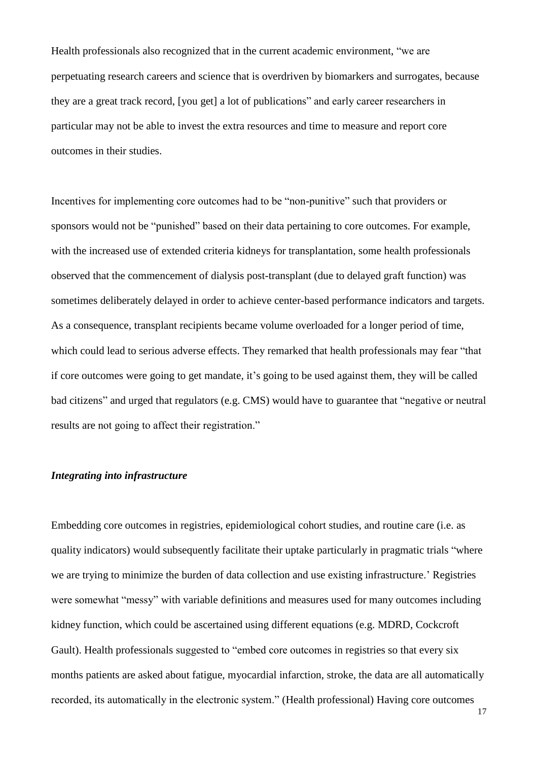Health professionals also recognized that in the current academic environment, "we are perpetuating research careers and science that is overdriven by biomarkers and surrogates, because they are a great track record, [you get] a lot of publications" and early career researchers in particular may not be able to invest the extra resources and time to measure and report core outcomes in their studies.

Incentives for implementing core outcomes had to be "non-punitive" such that providers or sponsors would not be "punished" based on their data pertaining to core outcomes. For example, with the increased use of extended criteria kidneys for transplantation, some health professionals observed that the commencement of dialysis post-transplant (due to delayed graft function) was sometimes deliberately delayed in order to achieve center-based performance indicators and targets. As a consequence, transplant recipients became volume overloaded for a longer period of time, which could lead to serious adverse effects. They remarked that health professionals may fear "that if core outcomes were going to get mandate, it's going to be used against them, they will be called bad citizens" and urged that regulators (e.g. CMS) would have to guarantee that "negative or neutral results are not going to affect their registration."

***Integrating into infrastructure***

Embedding core outcomes in registries, epidemiological cohort studies, and routine care (i.e. as quality indicators) would subsequently facilitate their uptake particularly in pragmatic trials "where we are trying to minimize the burden of data collection and use existing infrastructure.' Registries were somewhat "messy" with variable definitions and measures used for many outcomes including kidney function, which could be ascertained using different equations (e.g. MDRD, Cockcroft Gault). Health professionals suggested to "embed core outcomes in registries so that every six months patients are asked about fatigue, myocardial infarction, stroke, the data are all automatically recorded, its automatically in the electronic system." (Health professional) Having core outcomes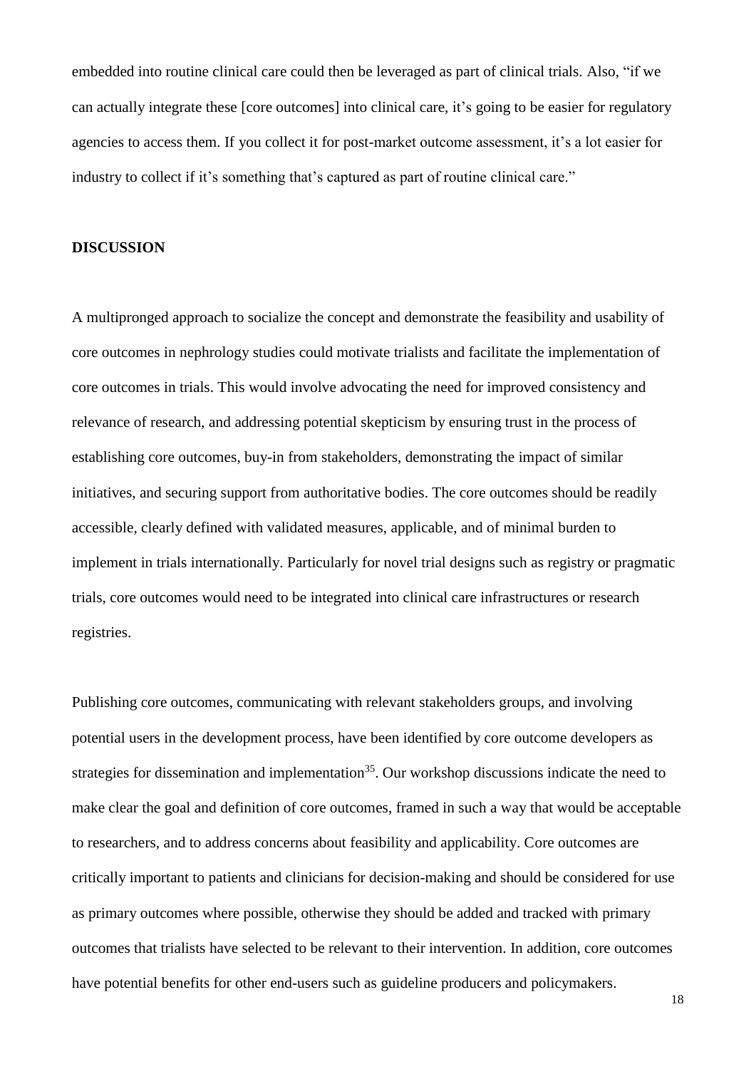embedded into routine clinical care could then be leveraged as part of clinical trials. Also, "if we can actually integrate these [core outcomes] into clinical care, it's going to be easier for regulatory agencies to access them. If you collect it for post-market outcome assessment, it's a lot easier for industry to collect if it's something that's captured as part of routine clinical care."

## DISCUSSION

A multipronged approach to socialize the concept and demonstrate the feasibility and usability of core outcomes in nephrology studies could motivate trialists and facilitate the implementation of core outcomes in trials. This would involve advocating the need for improved consistency and relevance of research, and addressing potential skepticism by ensuring trust in the process of establishing core outcomes, buy-in from stakeholders, demonstrating the impact of similar initiatives, and securing support from authoritative bodies. The core outcomes should be readily accessible, clearly defined with validated measures, applicable, and of minimal burden to implement in trials internationally. Particularly for novel trial designs such as registry or pragmatic trials, core outcomes would need to be integrated into clinical care infrastructures or research registries.

Publishing core outcomes, communicating with relevant stakeholders groups, and involving potential users in the development process, have been identified by core outcome developers as strategies for dissemination and implementation[35]. Our workshop discussions indicate the need to make clear the goal and definition of core outcomes, framed in such a way that would be acceptable to researchers, and to address concerns about feasibility and applicability. Core outcomes are critically important to patients and clinicians for decision-making and should be considered for use as primary outcomes where possible, otherwise they should be added and tracked with primary outcomes that trialists have selected to be relevant to their intervention. In addition, core outcomes have potential benefits for other end-users such as guideline producers and policymakers.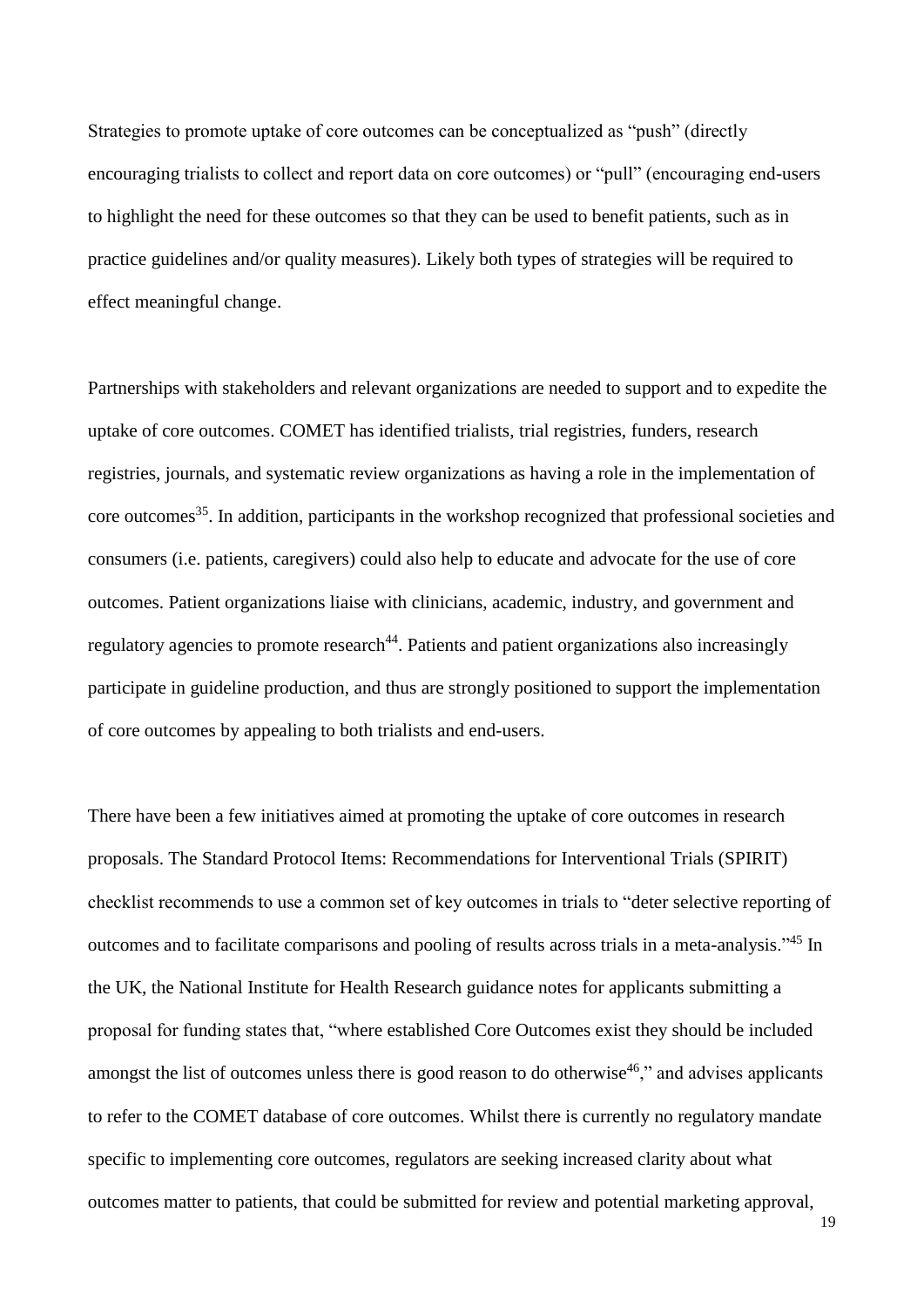Strategies to promote uptake of core outcomes can be conceptualized as "push" (directly encouraging trialists to collect and report data on core outcomes) or "pull" (encouraging end-users to highlight the need for these outcomes so that they can be used to benefit patients, such as in practice guidelines and/or quality measures). Likely both types of strategies will be required to effect meaningful change.

Partnerships with stakeholders and relevant organizations are needed to support and to expedite the uptake of core outcomes. COMET has identified trialists, trial registries, funders, research registries, journals, and systematic review organizations as having a role in the implementation of core outcomes[35]. In addition, participants in the workshop recognized that professional societies and consumers (i.e. patients, caregivers) could also help to educate and advocate for the use of core outcomes. Patient organizations liaise with clinicians, academic, industry, and government and regulatory agencies to promote research[44]. Patients and patient organizations also increasingly participate in guideline production, and thus are strongly positioned to support the implementation of core outcomes by appealing to both trialists and end-users.

There have been a few initiatives aimed at promoting the uptake of core outcomes in research proposals. The Standard Protocol Items: Recommendations for Interventional Trials (SPIRIT) checklist recommends to use a common set of key outcomes in trials to "deter selective reporting of outcomes and to facilitate comparisons and pooling of results across trials in a meta-analysis."[45] In the UK, the National Institute for Health Research guidance notes for applicants submitting a proposal for funding states that, "where established Core Outcomes exist they should be included amongst the list of outcomes unless there is good reason to do otherwise[46]," and advises applicants to refer to the COMET database of core outcomes. Whilst there is currently no regulatory mandate specific to implementing core outcomes, regulators are seeking increased clarity about what outcomes matter to patients, that could be submitted for review and potential marketing approval,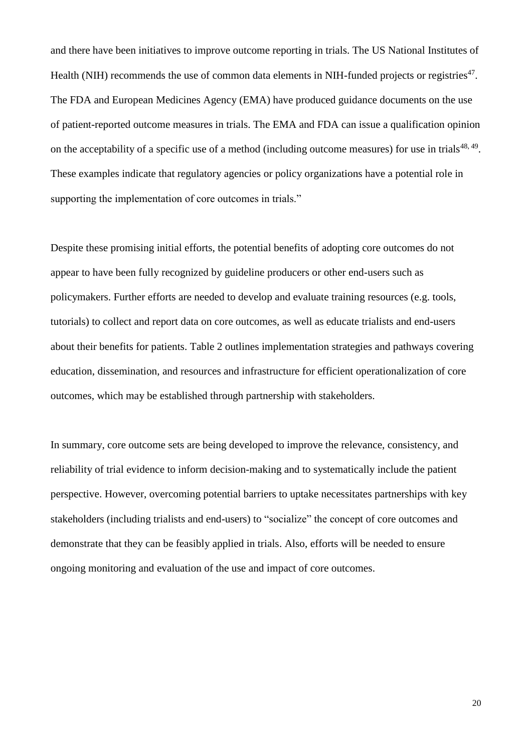and there have been initiatives to improve outcome reporting in trials. The US National Institutes of Health (NIH) recommends the use of common data elements in NIH-funded projects or registries[47]. The FDA and European Medicines Agency (EMA) have produced guidance documents on the use of patient-reported outcome measures in trials. The EMA and FDA can issue a qualification opinion on the acceptability of a specific use of a method (including outcome measures) for use in trials[48, 49]. These examples indicate that regulatory agencies or policy organizations have a potential role in supporting the implementation of core outcomes in trials."

Despite these promising initial efforts, the potential benefits of adopting core outcomes do not appear to have been fully recognized by guideline producers or other end-users such as policymakers. Further efforts are needed to develop and evaluate training resources (e.g. tools, tutorials) to collect and report data on core outcomes, as well as educate trialists and end-users about their benefits for patients. Table 2 outlines implementation strategies and pathways covering education, dissemination, and resources and infrastructure for efficient operationalization of core outcomes, which may be established through partnership with stakeholders.

In summary, core outcome sets are being developed to improve the relevance, consistency, and reliability of trial evidence to inform decision-making and to systematically include the patient perspective. However, overcoming potential barriers to uptake necessitates partnerships with key stakeholders (including trialists and end-users) to "socialize" the concept of core outcomes and demonstrate that they can be feasibly applied in trials. Also, efforts will be needed to ensure ongoing monitoring and evaluation of the use and impact of core outcomes.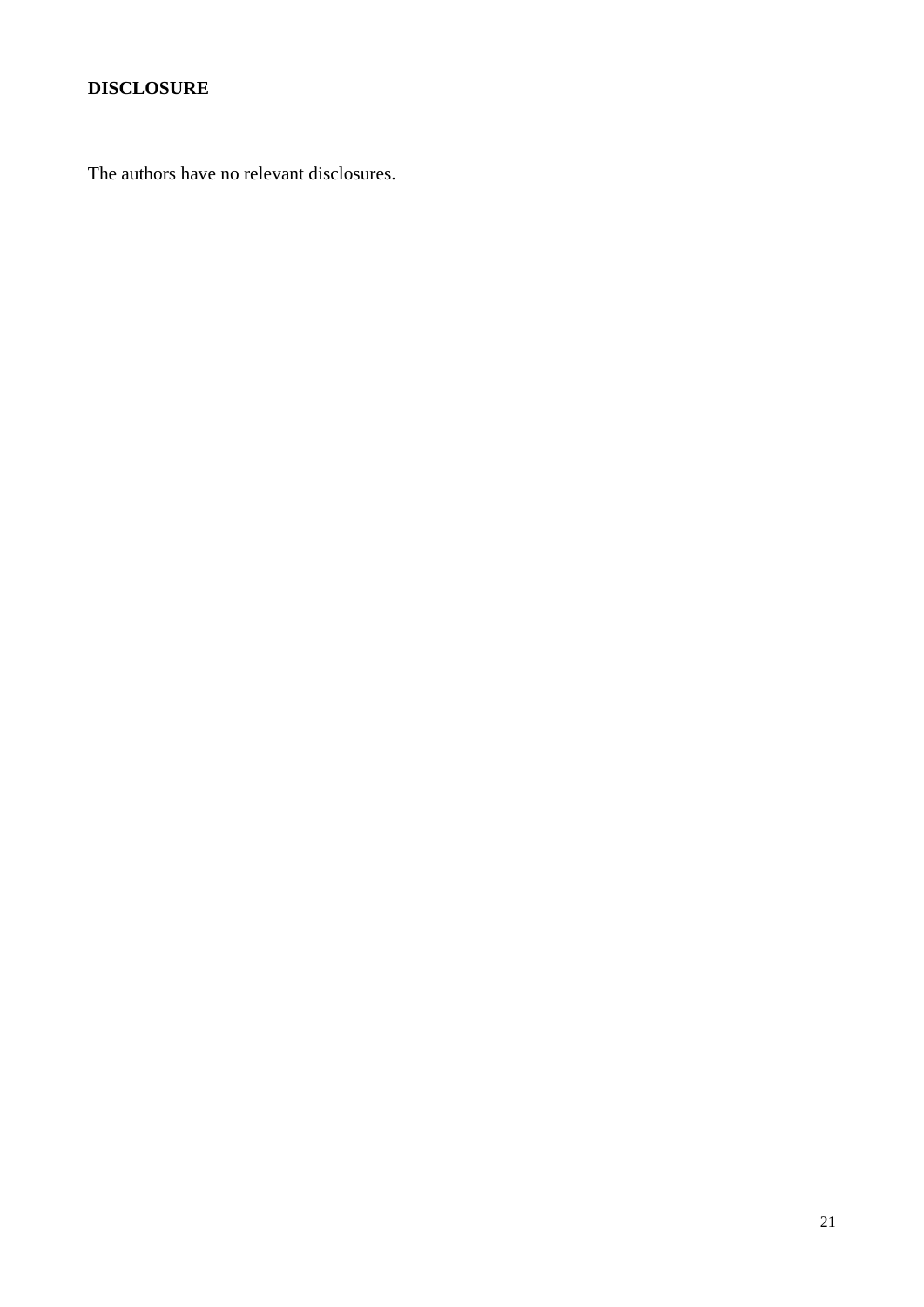## DISCLOSURE

The authors have no relevant disclosures.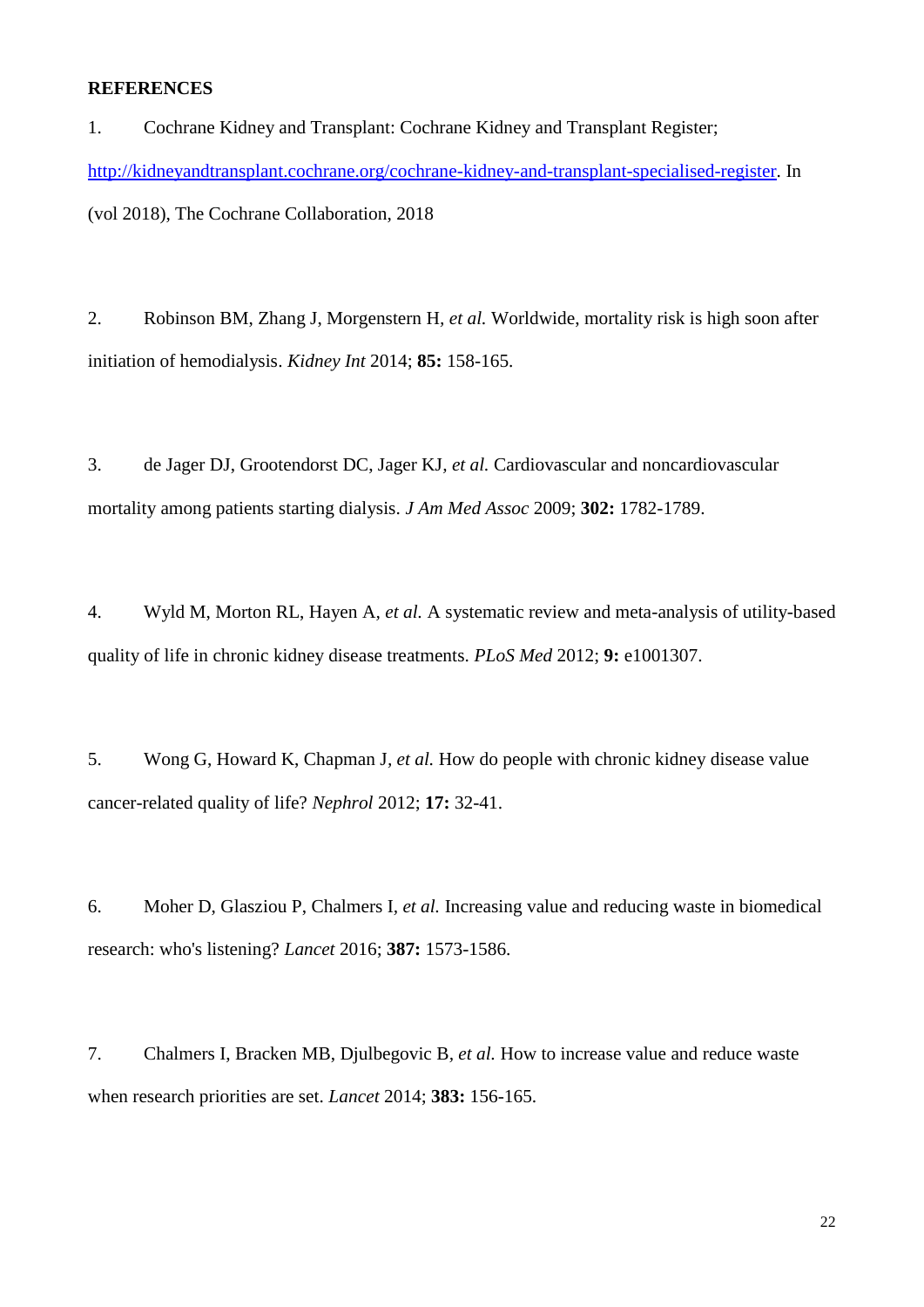**REFERENCES**

1. Cochrane Kidney and Transplant: Cochrane Kidney and Transplant Register; [http://kidneyandtransplant.cochrane.org/cochrane-kidney-and-transplant-specialised-register](http://kidneyandtransplant.cochrane.org/cochrane-kidney-and-transplant-specialised-register). In (vol 2018), The Cochrane Collaboration, 2018

2. Robinson BM, Zhang J, Morgenstern H, *et al.* Worldwide, mortality risk is high soon after initiation of hemodialysis. *Kidney Int* 2014; **85:** 158-165.

3. de Jager DJ, Grootendorst DC, Jager KJ, *et al.* Cardiovascular and noncardiovascular mortality among patients starting dialysis. *J Am Med Assoc* 2009; **302:** 1782-1789.

4. Wyld M, Morton RL, Hayen A, *et al.* A systematic review and meta-analysis of utility-based quality of life in chronic kidney disease treatments. *PLoS Med* 2012; **9:** e1001307.

5. Wong G, Howard K, Chapman J, *et al.* How do people with chronic kidney disease value cancer-related quality of life? *Nephrol* 2012; **17:** 32-41.

6. Moher D, Glasziou P, Chalmers I, *et al.* Increasing value and reducing waste in biomedical research: who's listening? *Lancet* 2016; **387:** 1573-1586.

7. Chalmers I, Bracken MB, Djulbegovic B, *et al.* How to increase value and reduce waste when research priorities are set. *Lancet* 2014; **383:** 156-165.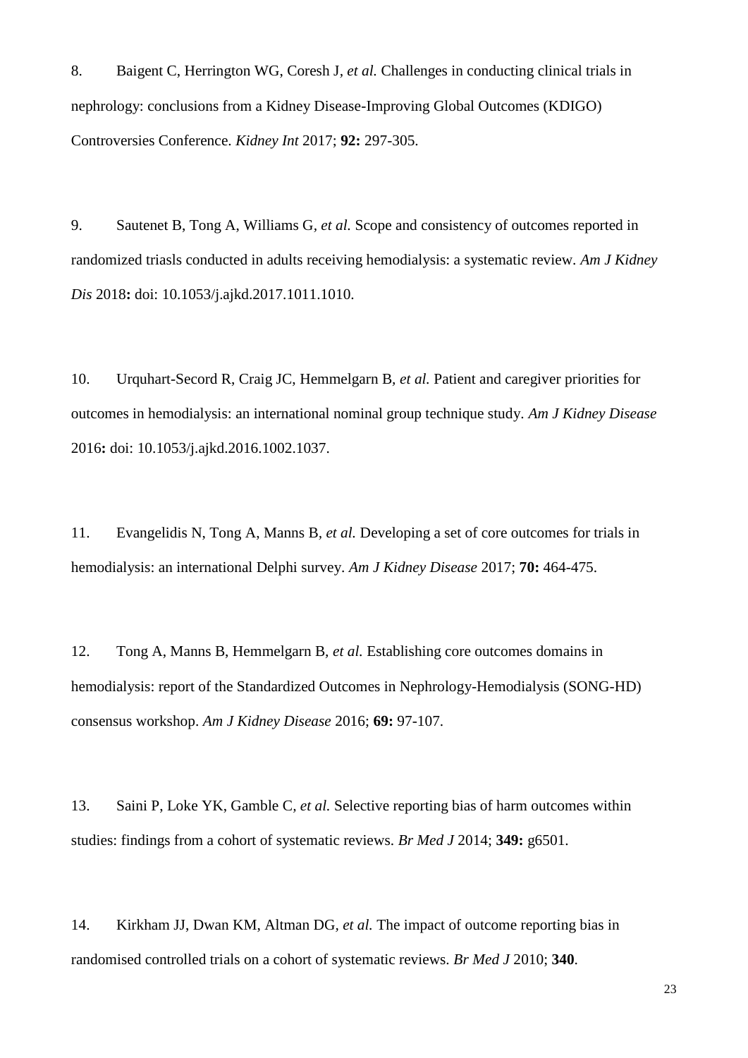8. Baigent C, Herrington WG, Coresh J*, et al.* Challenges in conducting clinical trials in nephrology: conclusions from a Kidney Disease-Improving Global Outcomes (KDIGO) Controversies Conference. *Kidney Int* 2017; **92:** 297-305.

9. Sautenet B, Tong A, Williams G*, et al.* Scope and consistency of outcomes reported in randomized triasls conducted in adults receiving hemodialysis: a systematic review. *Am J Kidney Dis* 2018**:** doi: 10.1053/j.ajkd.2017.1011.1010.

10. Urquhart-Secord R, Craig JC, Hemmelgarn B*, et al.* Patient and caregiver priorities for outcomes in hemodialysis: an international nominal group technique study. *Am J Kidney Disease* 2016**:** doi: 10.1053/j.ajkd.2016.1002.1037.

11. Evangelidis N, Tong A, Manns B*, et al.* Developing a set of core outcomes for trials in hemodialysis: an international Delphi survey. *Am J Kidney Disease* 2017; **70:** 464-475.

12. Tong A, Manns B, Hemmelgarn B*, et al.* Establishing core outcomes domains in hemodialysis: report of the Standardized Outcomes in Nephrology-Hemodialysis (SONG-HD) consensus workshop. *Am J Kidney Disease* 2016; **69:** 97-107.

13. Saini P, Loke YK, Gamble C*, et al.* Selective reporting bias of harm outcomes within studies: findings from a cohort of systematic reviews. *Br Med J* 2014; **349:** g6501.

14. Kirkham JJ, Dwan KM, Altman DG*, et al.* The impact of outcome reporting bias in randomised controlled trials on a cohort of systematic reviews. *Br Med J* 2010; **340**.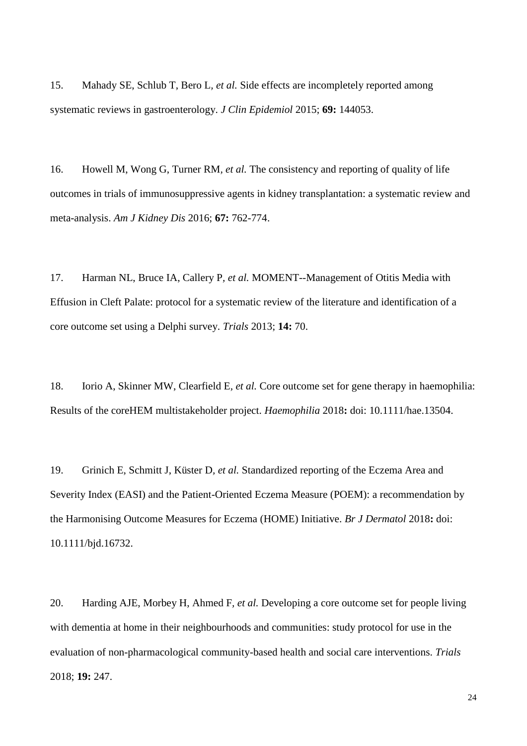15. Mahady SE, Schlub T, Bero L, *et al.* Side effects are incompletely reported among systematic reviews in gastroenterology. *J Clin Epidemiol* 2015; **69:** 144053.

16. Howell M, Wong G, Turner RM, *et al.* The consistency and reporting of quality of life outcomes in trials of immunosuppressive agents in kidney transplantation: a systematic review and meta-analysis. *Am J Kidney Dis* 2016; **67:** 762-774.

17. Harman NL, Bruce IA, Callery P, *et al.* MOMENT--Management of Otitis Media with Effusion in Cleft Palate: protocol for a systematic review of the literature and identification of a core outcome set using a Delphi survey. *Trials* 2013; **14:** 70.

18. Iorio A, Skinner MW, Clearfield E, *et al.* Core outcome set for gene therapy in haemophilia: Results of the coreHEM multistakeholder project. *Haemophilia* 2018**:** doi: 10.1111/hae.13504.

19. Grinich E, Schmitt J, Küster D, *et al.* Standardized reporting of the Eczema Area and Severity Index (EASI) and the Patient-Oriented Eczema Measure (POEM): a recommendation by the Harmonising Outcome Measures for Eczema (HOME) Initiative. *Br J Dermatol* 2018**:** doi: 10.1111/bjd.16732.

20. Harding AJE, Morbey H, Ahmed F, *et al.* Developing a core outcome set for people living with dementia at home in their neighbourhoods and communities: study protocol for use in the evaluation of non-pharmacological community-based health and social care interventions. *Trials* 2018; **19:** 247.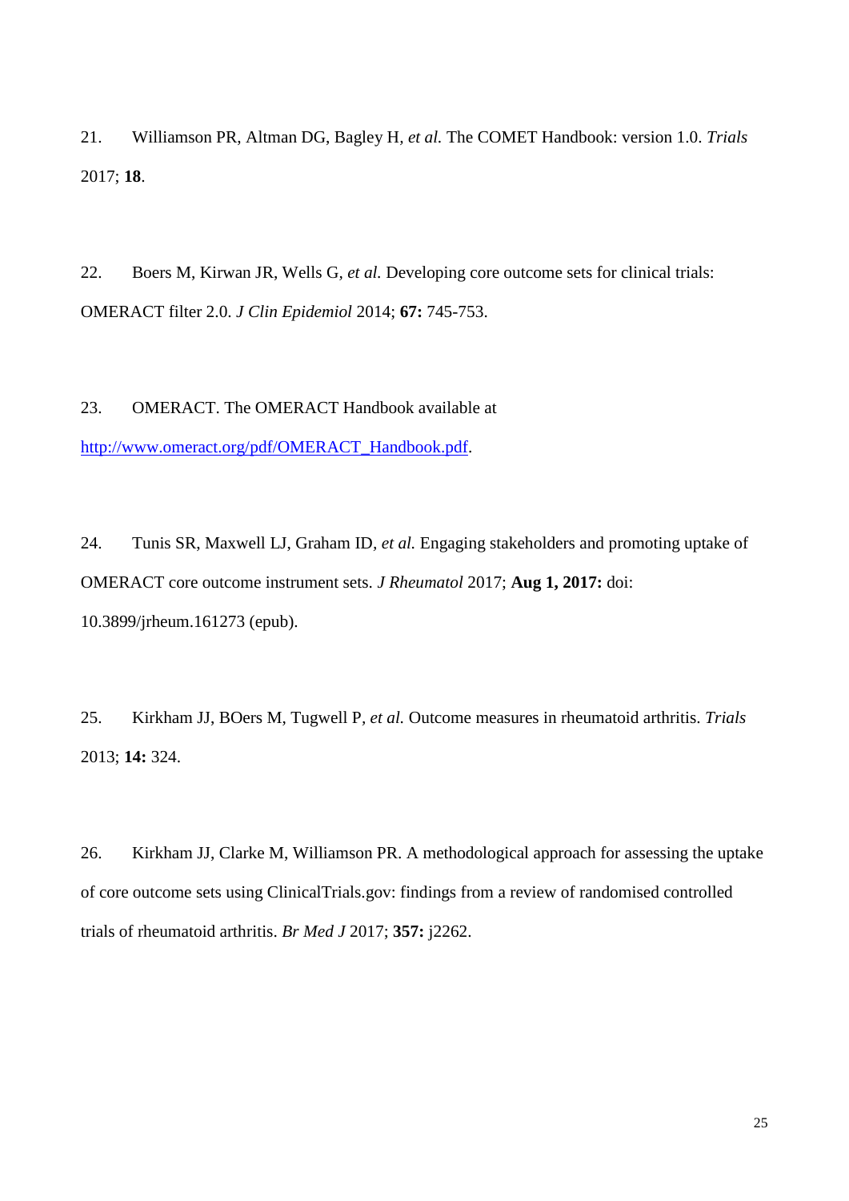21. Williamson PR, Altman DG, Bagley H, *et al.* The COMET Handbook: version 1.0. *Trials* 2017; **18**.

22. Boers M, Kirwan JR, Wells G, *et al.* Developing core outcome sets for clinical trials: OMERACT filter 2.0. *J Clin Epidemiol* 2014; **67:** 745-753.

23. OMERACT. The OMERACT Handbook available at http://www.omeract.org/pdf/OMERACT_Handbook.pdf.

24. Tunis SR, Maxwell LJ, Graham ID, *et al.* Engaging stakeholders and promoting uptake of OMERACT core outcome instrument sets. *J Rheumatol* 2017; **Aug 1, 2017:** doi: 10.3899/jrheum.161273 (epub).

25. Kirkham JJ, BOers M, Tugwell P, *et al.* Outcome measures in rheumatoid arthritis. *Trials* 2013; **14:** 324.

26. Kirkham JJ, Clarke M, Williamson PR. A methodological approach for assessing the uptake of core outcome sets using ClinicalTrials.gov: findings from a review of randomised controlled trials of rheumatoid arthritis. *Br Med J* 2017; **357:** j2262.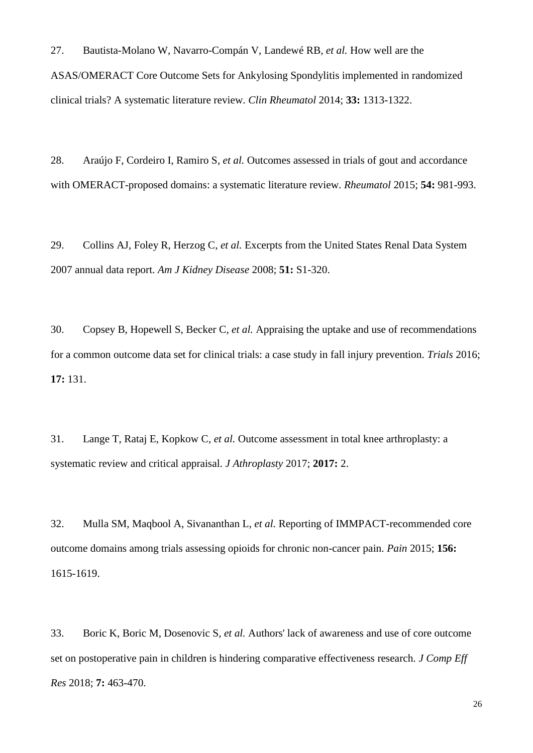27. Bautista-Molano W, Navarro-Compán V, Landewé RB, *et al.* How well are the ASAS/OMERACT Core Outcome Sets for Ankylosing Spondylitis implemented in randomized clinical trials? A systematic literature review. *Clin Rheumatol* 2014; **33:** 1313-1322.

28. Araújo F, Cordeiro I, Ramiro S, *et al.* Outcomes assessed in trials of gout and accordance with OMERACT-proposed domains: a systematic literature review. *Rheumatol* 2015; **54:** 981-993.

29. Collins AJ, Foley R, Herzog C, *et al.* Excerpts from the United States Renal Data System 2007 annual data report. *Am J Kidney Disease* 2008; **51:** S1-320.

30. Copsey B, Hopewell S, Becker C, *et al.* Appraising the uptake and use of recommendations for a common outcome data set for clinical trials: a case study in fall injury prevention. *Trials* 2016; **17:** 131.

31. Lange T, Rataj E, Kopkow C, *et al.* Outcome assessment in total knee arthroplasty: a systematic review and critical appraisal. *J Athroplasty* 2017; **2017:** 2.

32. Mulla SM, Maqbool A, Sivananthan L, *et al.* Reporting of IMMPACT-recommended core outcome domains among trials assessing opioids for chronic non-cancer pain. *Pain* 2015; **156:** 1615-1619.

33. Boric K, Boric M, Dosenovic S, *et al.* Authors' lack of awareness and use of core outcome set on postoperative pain in children is hindering comparative effectiveness research. *J Comp Eff Res* 2018; **7:** 463-470.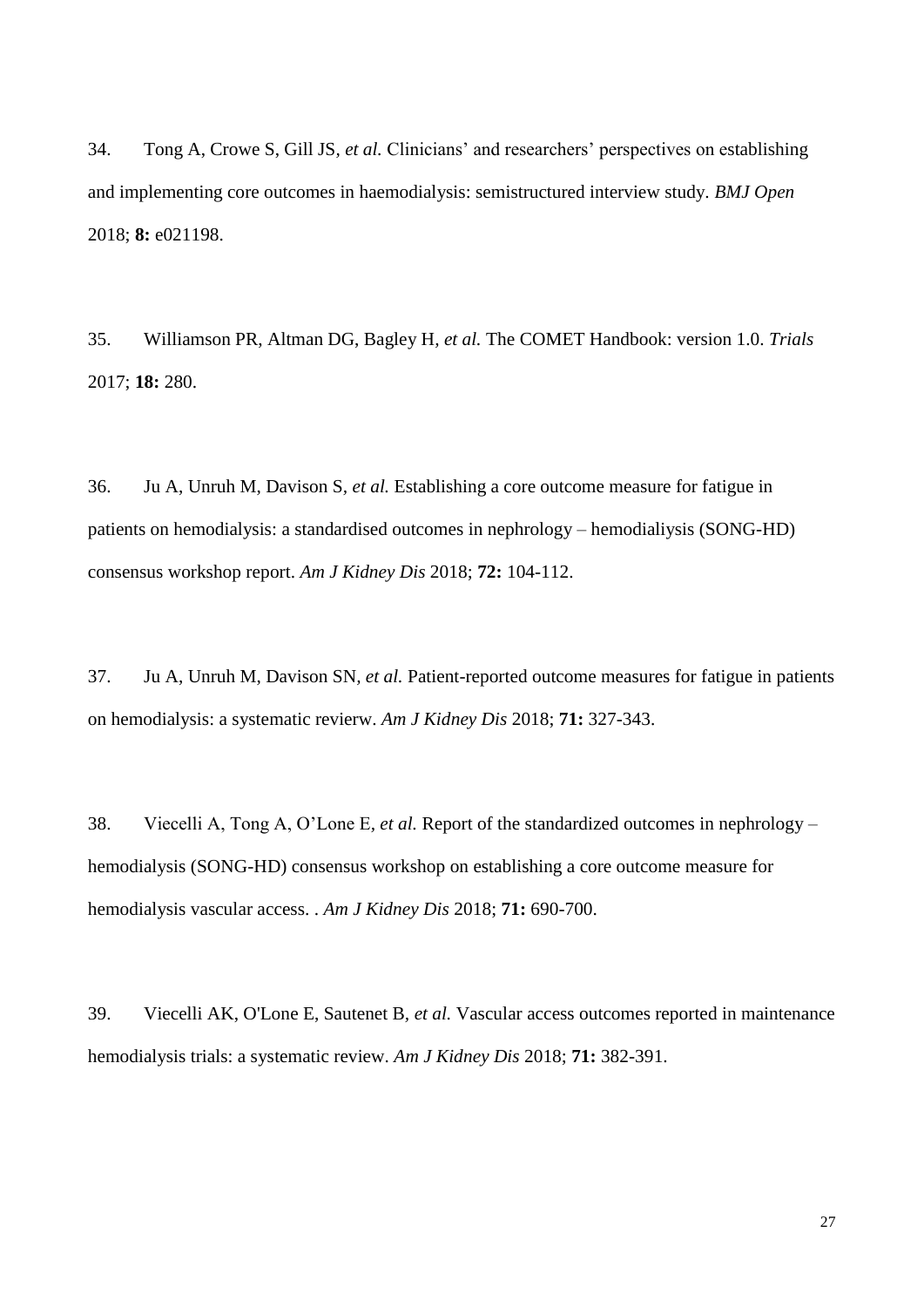34. Tong A, Crowe S, Gill JS*, et al.* Clinicians' and researchers' perspectives on establishing and implementing core outcomes in haemodialysis: semistructured interview study. *BMJ Open* 2018; **8:** e021198.

35. Williamson PR, Altman DG, Bagley H*, et al.* The COMET Handbook: version 1.0. *Trials* 2017; **18:** 280.

36. Ju A, Unruh M, Davison S*, et al.* Establishing a core outcome measure for fatigue in patients on hemodialysis: a standardised outcomes in nephrology – hemodialiyis (SONG-HD) consensus workshop report. *Am J Kidney Dis* 2018; **72:** 104-112.

37. Ju A, Unruh M, Davison SN*, et al.* Patient-reported outcome measures for fatigue in patients on hemodialysis: a systematic revierw. *Am J Kidney Dis* 2018; **71:** 327-343.

38. Viecelli A, Tong A, O'Lone E*, et al.* Report of the standardized outcomes in nephrology – hemodialysis (SONG-HD) consensus workshop on establishing a core outcome measure for hemodialysis vascular access. . *Am J Kidney Dis* 2018; **71:** 690-700.

39. Viecelli AK, O'Lone E, Sautenet B*, et al.* Vascular access outcomes reported in maintenance hemodialysis trials: a systematic review. *Am J Kidney Dis* 2018; **71:** 382-391.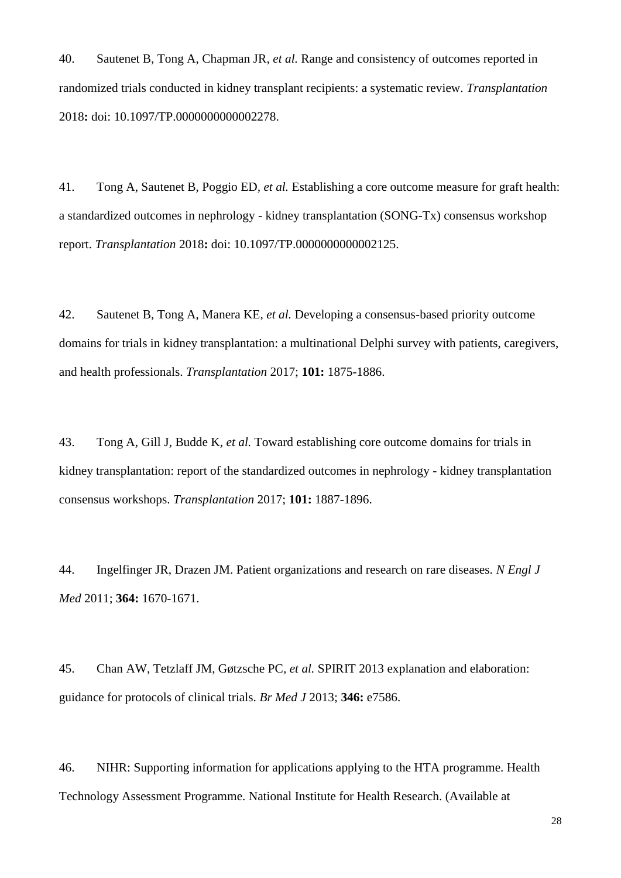40. Sautenet B, Tong A, Chapman JR, *et al.* Range and consistency of outcomes reported in randomized trials conducted in kidney transplant recipients: a systematic review. *Transplantation* 2018**:** doi: 10.1097/TP.0000000000002278.

41. Tong A, Sautenet B, Poggio ED, *et al.* Establishing a core outcome measure for graft health: a standardized outcomes in nephrology - kidney transplantation (SONG-Tx) consensus workshop report. *Transplantation* 2018**:** doi: 10.1097/TP.0000000000002125.

42. Sautenet B, Tong A, Manera KE, *et al.* Developing a consensus-based priority outcome domains for trials in kidney transplantation: a multinational Delphi survey with patients, caregivers, and health professionals. *Transplantation* 2017; **101:** 1875-1886.

43. Tong A, Gill J, Budde K, *et al.* Toward establishing core outcome domains for trials in kidney transplantation: report of the standardized outcomes in nephrology - kidney transplantation consensus workshops. *Transplantation* 2017; **101:** 1887-1896.

44. Ingelfinger JR, Drazen JM. Patient organizations and research on rare diseases. *N Engl J Med* 2011; **364:** 1670-1671.

45. Chan AW, Tetzlaff JM, Gøtzsche PC, *et al.* SPIRIT 2013 explanation and elaboration: guidance for protocols of clinical trials. *Br Med J* 2013; **346:** e7586.

46. NIHR: Supporting information for applications applying to the HTA programme. Health Technology Assessment Programme. National Institute for Health Research. (Available at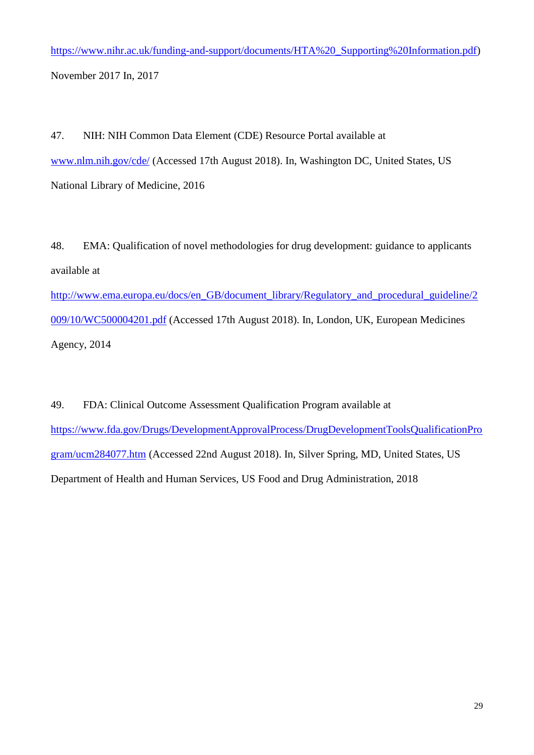https://www.nihr.ac.uk/funding-and-support/documents/HTA%20_Supporting%20Information.pdf) November 2017 In, 2017

47. NIH: NIH Common Data Element (CDE) Resource Portal available at www.nlm.nih.gov/cde/ (Accessed 17th August 2018). In, Washington DC, United States, US National Library of Medicine, 2016

48. EMA: Qualification of novel methodologies for drug development: guidance to applicants available at http://www.ema.europa.eu/docs/en_GB/document_library/Regulatory_and_procedural_guideline/2009/10/WC500004201.pdf (Accessed 17th August 2018). In, London, UK, European Medicines Agency, 2014

49. FDA: Clinical Outcome Assessment Qualification Program available at https://www.fda.gov/Drugs/DevelopmentApprovalProcess/DrugDevelopmentToolsQualificationProgram/ucm284077.htm (Accessed 22nd August 2018). In, Silver Spring, MD, United States, US Department of Health and Human Services, US Food and Drug Administration, 2018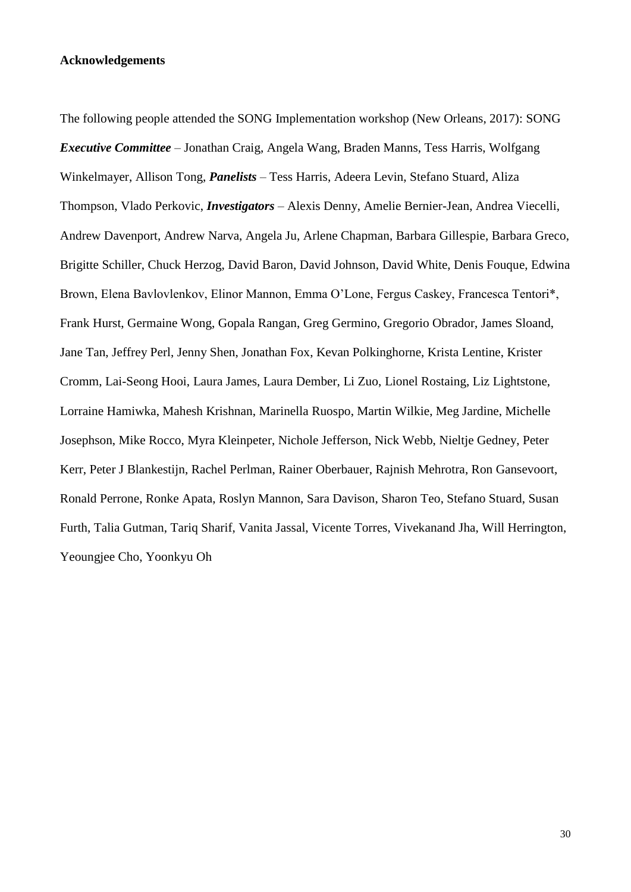**Acknowledgements**

The following people attended the SONG Implementation workshop (New Orleans, 2017): SONG ***Executive Committee*** – Jonathan Craig, Angela Wang, Braden Manns, Tess Harris, Wolfgang Winkelmayer, Allison Tong, ***Panelists*** – Tess Harris, Adeera Levin, Stefano Stuard, Aliza Thompson, Vlado Perkovic, ***Investigators*** – Alexis Denny, Amelie Bernier-Jean, Andrea Viecelli, Andrew Davenport, Andrew Narva, Angela Ju, Arlene Chapman, Barbara Gillespie, Barbara Greco, Brigitte Schiller, Chuck Herzog, David Baron, David Johnson, David White, Denis Fouque, Edwina Brown, Elena Bavlovlenkov, Elinor Mannon, Emma O'Lone, Fergus Caskey, Francesca Tentori*, Frank Hurst, Germaine Wong, Gopala Rangan, Greg Germino, Gregorio Obrador, James Sloand, Jane Tan, Jeffrey Perl, Jenny Shen, Jonathan Fox, Kevan Polkinghorne, Krista Lentine, Krister Cromm, Lai-Seong Hooi, Laura James, Laura Dember, Li Zuo, Lionel Rostaing, Liz Lightstone, Lorraine Hamiwka, Mahesh Krishnan, Marinella Ruospo, Martin Wilkie, Meg Jardine, Michelle Josephson, Mike Rocco, Myra Kleinpeter, Nichole Jefferson, Nick Webb, Nieltje Gedney, Peter Kerr, Peter J Blankestijn, Rachel Perlman, Rainer Oberbauer, Rajnish Mehrotra, Ron Gansevoort, Ronald Perrone, Ronke Apata, Roslyn Mannon, Sara Davison, Sharon Teo, Stefano Stuard, Susan Furth, Talia Gutman, Tariq Sharif, Vanita Jassal, Vicente Torres, Vivekanand Jha, Will Herrington, Yeoungjee Cho, Yoonkyu Oh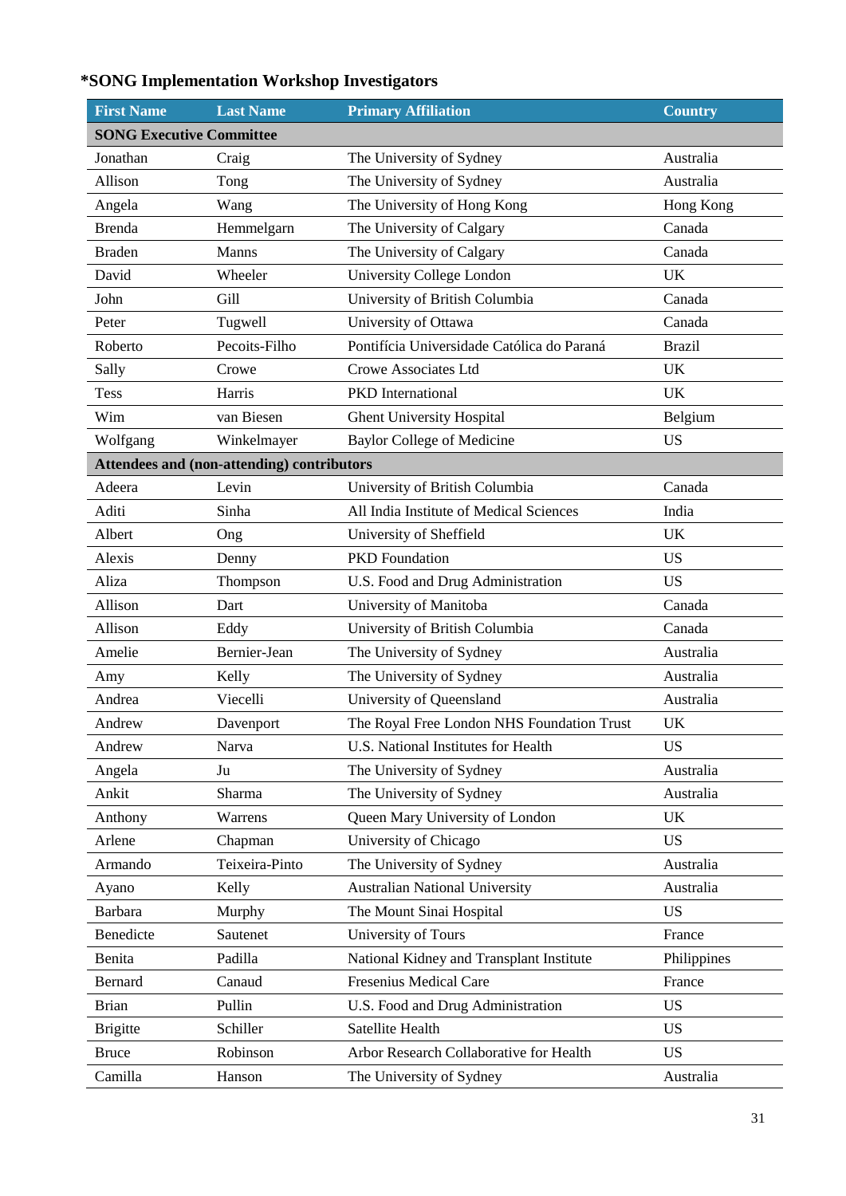**\*SONG Implementation Workshop Investigators**

| First Name | Last Name | Primary Affiliation | Country |
|---|---|---|---|
| **SONG Executive Committee** | | | |
| Jonathan | Craig | The University of Sydney | Australia |
| Allison | Tong | The University of Sydney | Australia |
| Angela | Wang | The University of Hong Kong | Hong Kong |
| Brenda | Hemmelgarn | The University of Calgary | Canada |
| Braden | Manns | The University of Calgary | Canada |
| David | Wheeler | University College London | UK |
| John | Gill | University of British Columbia | Canada |
| Peter | Tugwell | University of Ottawa | Canada |
| Roberto | Pecoits-Filho | Pontifícia Universidade Católica do Paraná | Brazil |
| Sally | Crowe | Crowe Associates Ltd | UK |
| Tess | Harris | PKD International | UK |
| Wim | van Biesen | Ghent University Hospital | Belgium |
| Wolfgang | Winkelmayer | Baylor College of Medicine | US |
| **Attendees and (non-attending) contributors** | | | |
| Adeera | Levin | University of British Columbia | Canada |
| Aditi | Sinha | All India Institute of Medical Sciences | India |
| Albert | Ong | University of Sheffield | UK |
| Alexis | Denny | PKD Foundation | US |
| Aliza | Thompson | U.S. Food and Drug Administration | US |
| Allison | Dart | University of Manitoba | Canada |
| Allison | Eddy | University of British Columbia | Canada |
| Amelie | Bernier-Jean | The University of Sydney | Australia |
| Amy | Kelly | The University of Sydney | Australia |
| Andrea | Viecelli | University of Queensland | Australia |
| Andrew | Davenport | The Royal Free London NHS Foundation Trust | UK |
| Andrew | Narva | U.S. National Institutes for Health | US |
| Angela | Ju | The University of Sydney | Australia |
| Ankit | Sharma | The University of Sydney | Australia |
| Anthony | Warrens | Queen Mary University of London | UK |
| Arlene | Chapman | University of Chicago | US |
| Armando | Teixeira-Pinto | The University of Sydney | Australia |
| Ayano | Kelly | Australian National University | Australia |
| Barbara | Murphy | The Mount Sinai Hospital | US |
| Benedicte | Sautenet | University of Tours | France |
| Benita | Padilla | National Kidney and Transplant Institute | Philippines |
| Bernard | Canaud | Fresenius Medical Care | France |
| Brian | Pullin | U.S. Food and Drug Administration | US |
| Brigitte | Schiller | Satellite Health | US |
| Bruce | Robinson | Arbor Research Collaborative for Health | US |
| Camilla | Hanson | The University of Sydney | Australia |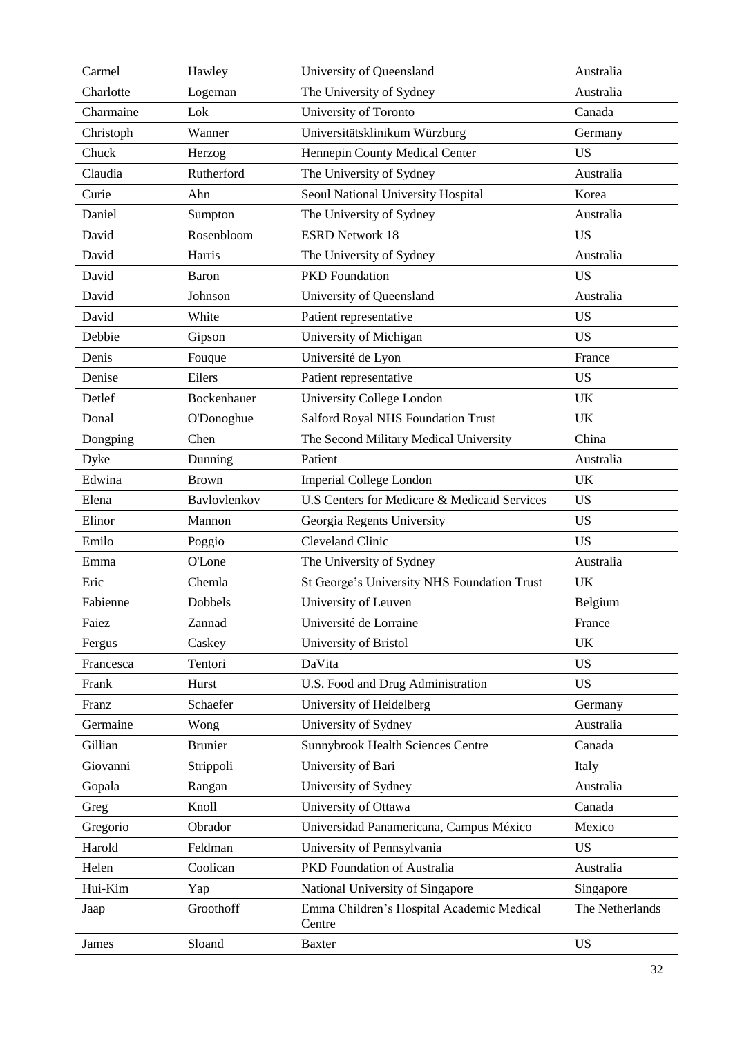| | | | |
|---|---|---|---|
| Carmel | Hawley | University of Queensland | Australia |
| Charlotte | Logeman | The University of Sydney | Australia |
| Charmaine | Lok | University of Toronto | Canada |
| Christoph | Wanner | Universitätsklinikum Würzburg | Germany |
| Chuck | Herzog | Hennepin County Medical Center | US |
| Claudia | Rutherford | The University of Sydney | Australia |
| Curie | Ahn | Seoul National University Hospital | Korea |
| Daniel | Sumpton | The University of Sydney | Australia |
| David | Rosenbloom | ESRD Network 18 | US |
| David | Harris | The University of Sydney | Australia |
| David | Baron | PKD Foundation | US |
| David | Johnson | University of Queensland | Australia |
| David | White | Patient representative | US |
| Debbie | Gipson | University of Michigan | US |
| Denis | Fouque | Université de Lyon | France |
| Denise | Eilers | Patient representative | US |
| Detlef | Bockenhauer | University College London | UK |
| Donal | O'Donoghue | Salford Royal NHS Foundation Trust | UK |
| Dongping | Chen | The Second Military Medical University | China |
| Dyke | Dunning | Patient | Australia |
| Edwina | Brown | Imperial College London | UK |
| Elena | Bavlovlenkov | U.S Centers for Medicare & Medicaid Services | US |
| Elinor | Mannon | Georgia Regents University | US |
| Emilo | Poggio | Cleveland Clinic | US |
| Emma | O'Lone | The University of Sydney | Australia |
| Eric | Chemla | St George's University NHS Foundation Trust | UK |
| Fabienne | Dobbels | University of Leuven | Belgium |
| Faiez | Zannad | Université de Lorraine | France |
| Fergus | Caskey | University of Bristol | UK |
| Francesca | Tentori | DaVita | US |
| Frank | Hurst | U.S. Food and Drug Administration | US |
| Franz | Schaefer | University of Heidelberg | Germany |
| Germaine | Wong | University of Sydney | Australia |
| Gillian | Brunier | Sunnybrook Health Sciences Centre | Canada |
| Giovanni | Strippoli | University of Bari | Italy |
| Gopala | Rangan | University of Sydney | Australia |
| Greg | Knoll | University of Ottawa | Canada |
| Gregorio | Obrador | Universidad Panamericana, Campus México | Mexico |
| Harold | Feldman | University of Pennsylvania | US |
| Helen | Coolican | PKD Foundation of Australia | Australia |
| Hui-Kim | Yap | National University of Singapore | Singapore |
| Jaap | Groothoff | Emma Children's Hospital Academic Medical Centre | The Netherlands |
| James | Sloand | Baxter | US |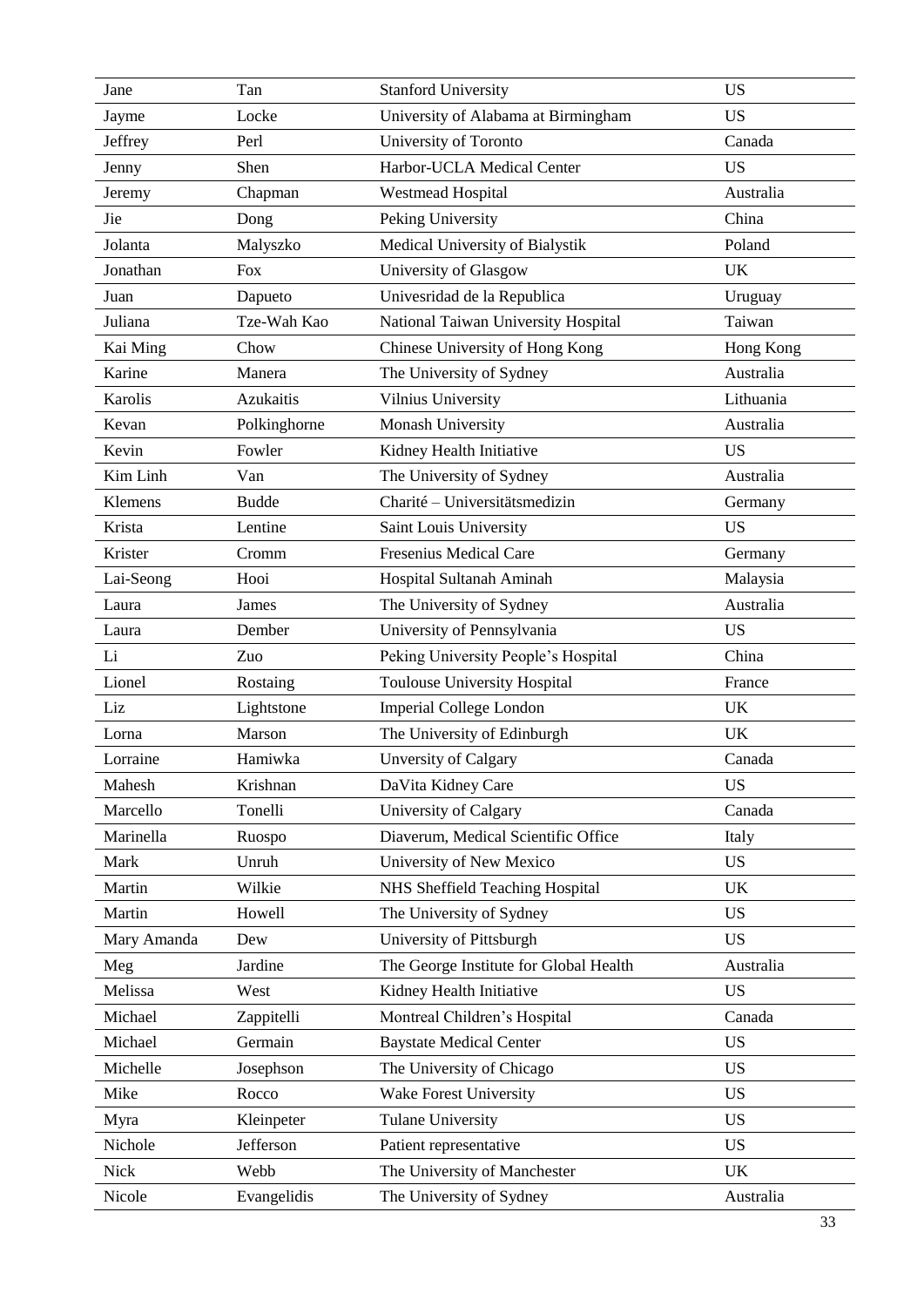| Jane | Tan | Stanford University | US |
|---|---|---|---|
| Jayme | Locke | University of Alabama at Birmingham | US |
| Jeffrey | Perl | University of Toronto | Canada |
| Jenny | Shen | Harbor-UCLA Medical Center | US |
| Jeremy | Chapman | Westmead Hospital | Australia |
| Jie | Dong | Peking University | China |
| Jolanta | Malyszko | Medical University of Bialystik | Poland |
| Jonathan | Fox | University of Glasgow | UK |
| Juan | Dapueto | Univesridad de la Republica | Uruguay |
| Juliana | Tze-Wah Kao | National Taiwan University Hospital | Taiwan |
| Kai Ming | Chow | Chinese University of Hong Kong | Hong Kong |
| Karine | Manera | The University of Sydney | Australia |
| Karolis | Azukaitis | Vilnius University | Lithuania |
| Kevan | Polkinghorne | Monash University | Australia |
| Kevin | Fowler | Kidney Health Initiative | US |
| Kim Linh | Van | The University of Sydney | Australia |
| Klemens | Budde | Charité – Universitätsmedizin | Germany |
| Krista | Lentine | Saint Louis University | US |
| Krister | Cromm | Fresenius Medical Care | Germany |
| Lai-Seong | Hooi | Hospital Sultanah Aminah | Malaysia |
| Laura | James | The University of Sydney | Australia |
| Laura | Dember | University of Pennsylvania | US |
| Li | Zuo | Peking University People's Hospital | China |
| Lionel | Rostaing | Toulouse University Hospital | France |
| Liz | Lightstone | Imperial College London | UK |
| Lorna | Marson | The University of Edinburgh | UK |
| Lorraine | Hamiwka | Unversity of Calgary | Canada |
| Mahesh | Krishnan | DaVita Kidney Care | US |
| Marcello | Tonelli | University of Calgary | Canada |
| Marinella | Ruospo | Diaverum, Medical Scientific Office | Italy |
| Mark | Unruh | University of New Mexico | US |
| Martin | Wilkie | NHS Sheffield Teaching Hospital | UK |
| Martin | Howell | The University of Sydney | US |
| Mary Amanda | Dew | University of Pittsburgh | US |
| Meg | Jardine | The George Institute for Global Health | Australia |
| Melissa | West | Kidney Health Initiative | US |
| Michael | Zappitelli | Montreal Children's Hospital | Canada |
| Michael | Germain | Baystate Medical Center | US |
| Michelle | Josephson | The University of Chicago | US |
| Mike | Rocco | Wake Forest University | US |
| Myra | Kleinpeter | Tulane University | US |
| Nichole | Jefferson | Patient representative | US |
| Nick | Webb | The University of Manchester | UK |
| Nicole | Evangelidis | The University of Sydney | Australia |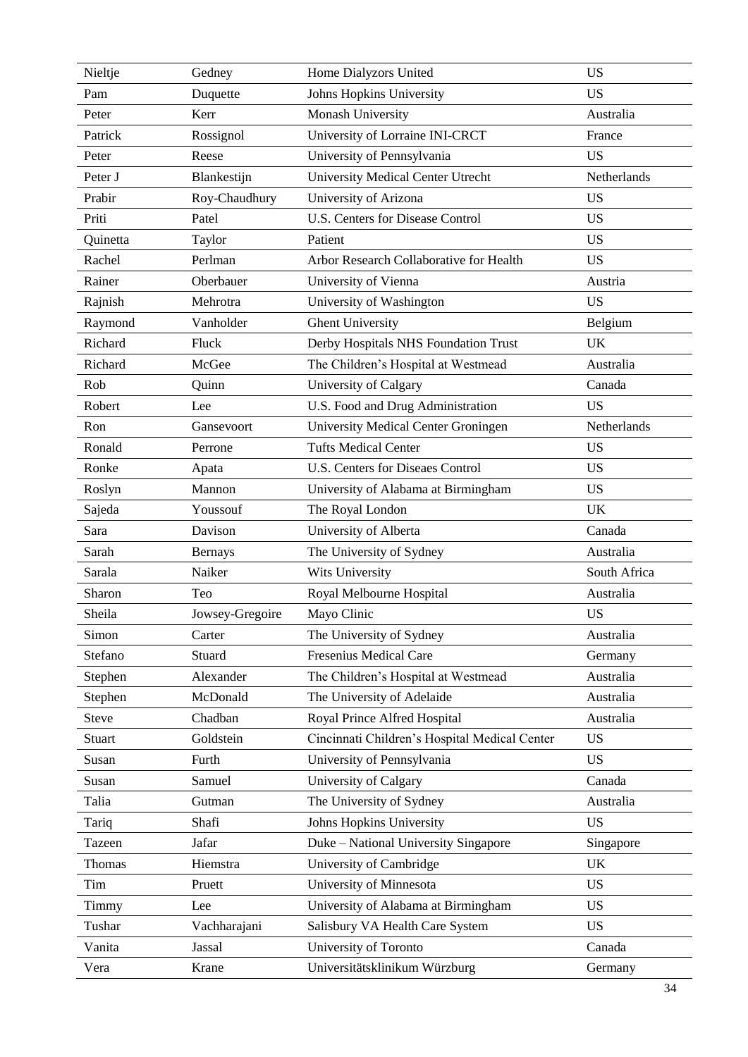| Nieltje | Gedney | Home Dialyzors United | US |
|---|---|---|---|
| Pam | Duquette | Johns Hopkins University | US |
| Peter | Kerr | Monash University | Australia |
| Patrick | Rossignol | University of Lorraine INI-CRCT | France |
| Peter | Reese | University of Pennsylvania | US |
| Peter J | Blankestijn | University Medical Center Utrecht | Netherlands |
| Prabir | Roy-Chaudhury | University of Arizona | US |
| Priti | Patel | U.S. Centers for Disease Control | US |
| Quinetta | Taylor | Patient | US |
| Rachel | Perlman | Arbor Research Collaborative for Health | US |
| Rainer | Oberbauer | University of Vienna | Austria |
| Rajnish | Mehrotra | University of Washington | US |
| Raymond | Vanholder | Ghent University | Belgium |
| Richard | Fluck | Derby Hospitals NHS Foundation Trust | UK |
| Richard | McGee | The Children's Hospital at Westmead | Australia |
| Rob | Quinn | University of Calgary | Canada |
| Robert | Lee | U.S. Food and Drug Administration | US |
| Ron | Gansevoort | University Medical Center Groningen | Netherlands |
| Ronald | Perrone | Tufts Medical Center | US |
| Ronke | Apata | U.S. Centers for Diseaes Control | US |
| Roslyn | Mannon | University of Alabama at Birmingham | US |
| Sajeda | Youssouf | The Royal London | UK |
| Sara | Davison | University of Alberta | Canada |
| Sarah | Bernays | The University of Sydney | Australia |
| Sarala | Naiker | Wits University | South Africa |
| Sharon | Teo | Royal Melbourne Hospital | Australia |
| Sheila | Jowsey-Gregoire | Mayo Clinic | US |
| Simon | Carter | The University of Sydney | Australia |
| Stefano | Stuard | Fresenius Medical Care | Germany |
| Stephen | Alexander | The Children's Hospital at Westmead | Australia |
| Stephen | McDonald | The University of Adelaide | Australia |
| Steve | Chadban | Royal Prince Alfred Hospital | Australia |
| Stuart | Goldstein | Cincinnati Children's Hospital Medical Center | US |
| Susan | Furth | University of Pennsylvania | US |
| Susan | Samuel | University of Calgary | Canada |
| Talia | Gutman | The University of Sydney | Australia |
| Tariq | Shafi | Johns Hopkins University | US |
| Tazeen | Jafar | Duke – National University Singapore | Singapore |
| Thomas | Hiemstra | University of Cambridge | UK |
| Tim | Pruett | University of Minnesota | US |
| Timmy | Lee | University of Alabama at Birmingham | US |
| Tushar | Vachharajani | Salisbury VA Health Care System | US |
| Vanita | Jassal | University of Toronto | Canada |
| Vera | Krane | Universitätsklinikum Würzburg | Germany |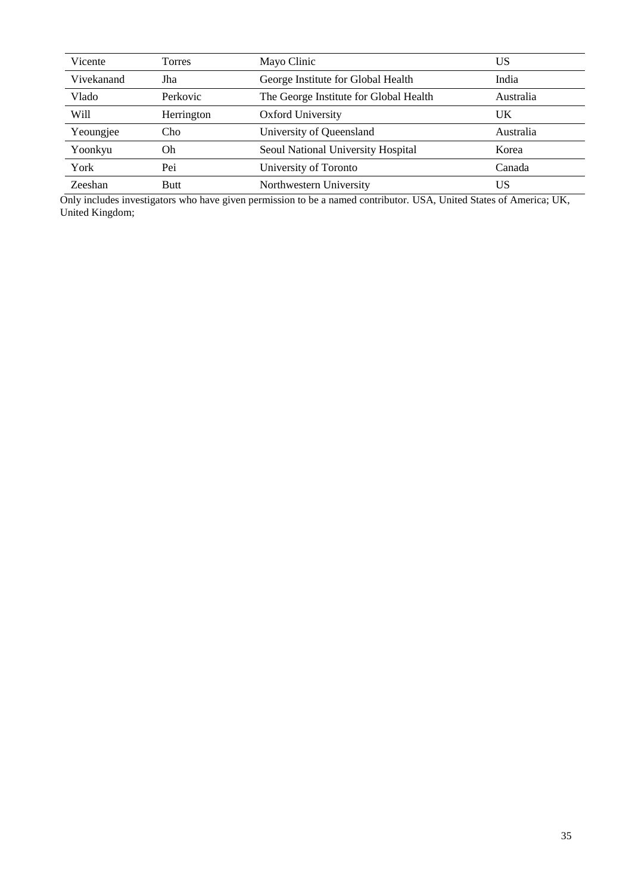| Vicente | Torres | Mayo Clinic | US |
|---|---|---|---|
| Vivekanand | Jha | George Institute for Global Health | India |
| Vlado | Perkovic | The George Institute for Global Health | Australia |
| Will | Herrington | Oxford University | UK |
| Yeoungjee | Cho | University of Queensland | Australia |
| Yoonkyu | Oh | Seoul National University Hospital | Korea |
| York | Pei | University of Toronto | Canada |
| Zeeshan | Butt | Northwestern University | US |

Only includes investigators who have given permission to be a named contributor. USA, United States of America; UK, United Kingdom;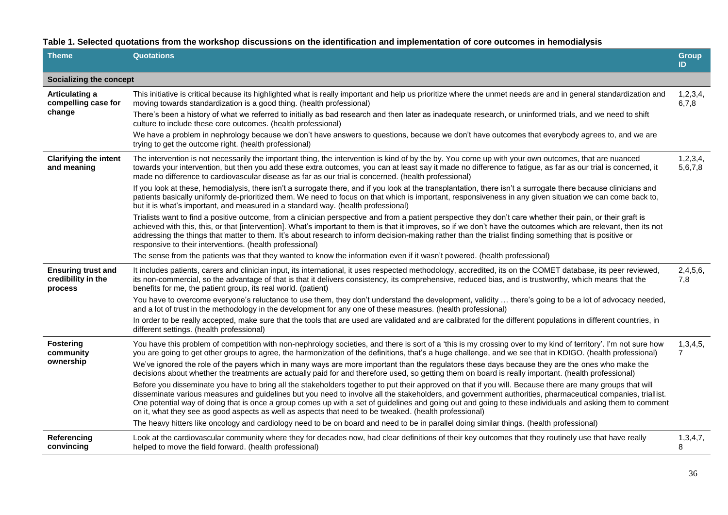**Table 1. Selected quotations from the workshop discussions on the identification and implementation of core outcomes in hemodialysis**

| Theme | Quotations | Group ID |
|---|---|---|
| **Socializing the concept** | | |
| **Articulating a compelling case for change** | This initiative is critical because its highlighted what is really important and help us prioritize where the unmet needs are and in general standardization and moving towards standardization is a good thing. (health professional)<br>There's been a history of what we referred to initially as bad research and then later as inadequate research, or uninformed trials, and we need to shift culture to include these core outcomes. (health professional)<br>We have a problem in nephrology because we don't have answers to questions, because we don't have outcomes that everybody agrees to, and we are trying to get the outcome right. (health professional) | 1,2,3,4, 6,7,8 |
| **Clarifying the intent and meaning** | The intervention is not necessarily the important thing, the intervention is kind of by the by. You come up with your own outcomes, that are nuanced towards your intervention, but then you add these extra outcomes, you can at least say it made no difference to fatigue, as far as our trial is concerned, it made no difference to cardiovascular disease as far as our trial is concerned. (health professional)<br>If you look at these, hemodialysis, there isn't a surrogate there, and if you look at the transplantation, there isn't a surrogate there because clinicians and patients basically uniformly de-prioritized them. We need to focus on that which is important, responsiveness in any given situation we can come back to, but it is what's important, and measured in a standard way. (health professional)<br>Trialists want to find a positive outcome, from a clinician perspective and from a patient perspective they don't care whether their pain, or their graft is achieved with this, this, or that [intervention]. What's important to them is that it improves, so if we don't have the outcomes which are relevant, then its not addressing the things that matter to them. It's about research to inform decision-making rather than the trialist finding something that is positive or responsive to their interventions. (health professional)<br>The sense from the patients was that they wanted to know the information even if it wasn't powered. (health professional) | 1,2,3,4, 5,6,7,8 |
| **Ensuring trust and credibility in the process** | It includes patients, carers and clinician input, its international, it uses respected methodology, accredited, its on the COMET database, its peer reviewed, its non-commercial, so the advantage of that is that it delivers consistency, its comprehensive, reduced bias, and is trustworthy, which means that the benefits for me, the patient group, its real world. (patient)<br>You have to overcome everyone's reluctance to use them, they don't understand the development, validity … there's going to be a lot of advocacy needed, and a lot of trust in the methodology in the development for any one of these measures. (health professional)<br>In order to be really accepted, make sure that the tools that are used are validated and are calibrated for the different populations in different countries, in different settings. (health professional) | 2,4,5,6, 7,8 |
| **Fostering community ownership** | You have this problem of competition with non-nephrology societies, and there is sort of a 'this is my crossing over to my kind of territory'. I'm not sure how you are going to get other groups to agree, the harmonization of the definitions, that's a huge challenge, and we see that in KDIGO. (health professional)<br>We've ignored the role of the payers which in many ways are more important than the regulators these days because they are the ones who make the decisions about whether the treatments are actually paid for and therefore used, so getting them on board is really important. (health professional)<br>Before you disseminate you have to bring all the stakeholders together to put their approved on that if you will. Because there are many groups that will disseminate various measures and guidelines but you need to involve all the stakeholders, and government authorities, pharmaceutical companies, triallist. One potential way of doing that is once a group comes up with a set of guidelines and going out and going to these individuals and asking them to comment on it, what they see as good aspects as well as aspects that need to be tweaked. (health professional)<br>The heavy hitters like oncology and cardiology need to be on board and need to be in parallel doing similar things. (health professional) | 1,3,4,5, 7 |
| **Referencing convincing** | Look at the cardiovascular community where they for decades now, had clear definitions of their key outcomes that they routinely use that have really helped to move the field forward. (health professional) | 1,3,4,7, 8 |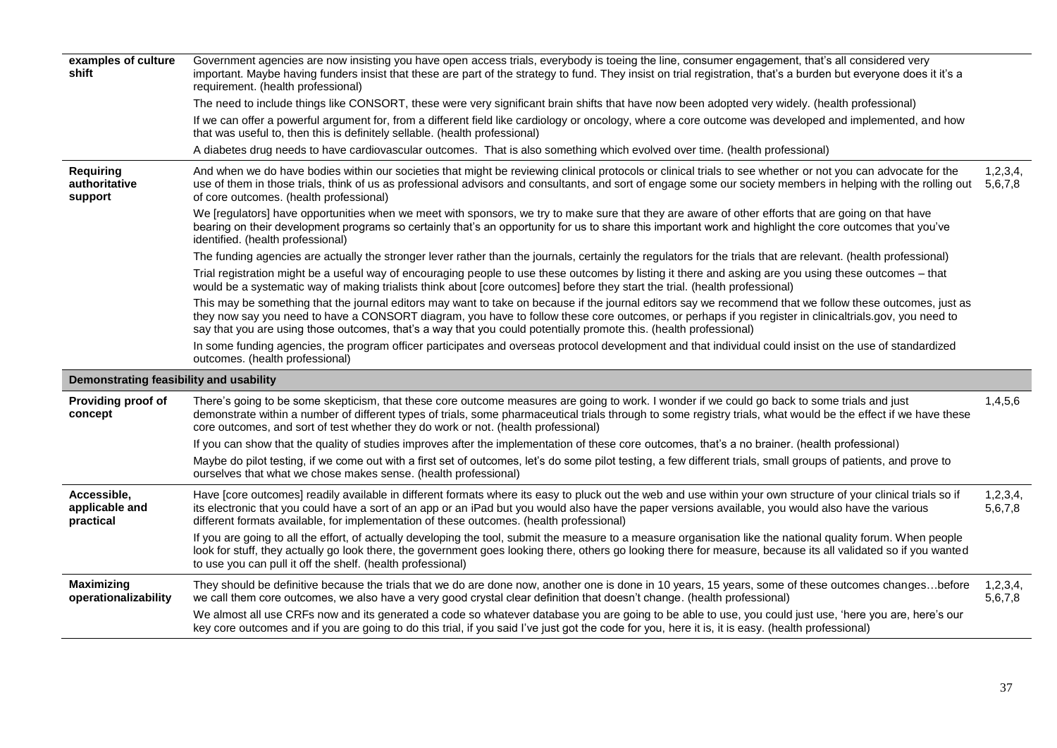| | | |
|---|---|---|
| **examples of culture shift** | Government agencies are now insisting you have open access trials, everybody is toeing the line, consumer engagement, that's all considered very important. Maybe having funders insist that these are part of the strategy to fund. They insist on trial registration, that's a burden but everyone does it it's a requirement. (health professional) | |
| | The need to include things like CONSORT, these were very significant brain shifts that have now been adopted very widely. (health professional) | |
| | If we can offer a powerful argument for, from a different field like cardiology or oncology, where a core outcome was developed and implemented, and how that was useful to, then this is definitely sellable. (health professional) | |
| | A diabetes drug needs to have cardiovascular outcomes. That is also something which evolved over time. (health professional) | |
| **Requiring authoritative support** | And when we do have bodies within our societies that might be reviewing clinical protocols or clinical trials to see whether or not you can advocate for the use of them in those trials, think of us as professional advisors and consultants, and sort of engage some our society members in helping with the rolling out of core outcomes. (health professional) | 1,2,3,4, 5,6,7,8 |
| | We [regulators] have opportunities when we meet with sponsors, we try to make sure that they are aware of other efforts that are going on that have bearing on their development programs so certainly that's an opportunity for us to share this important work and highlight the core outcomes that you've identified. (health professional) | |
| | The funding agencies are actually the stronger lever rather than the journals, certainly the regulators for the trials that are relevant. (health professional) | |
| | Trial registration might be a useful way of encouraging people to use these outcomes by listing it there and asking are you using these outcomes – that would be a systematic way of making trialists think about [core outcomes] before they start the trial. (health professional) | |
| | This may be something that the journal editors may want to take on because if the journal editors say we recommend that we follow these outcomes, just as they now say you need to have a CONSORT diagram, you have to follow these core outcomes, or perhaps if you register in clinicaltrials.gov, you need to say that you are using those outcomes, that's a way that you could potentially promote this. (health professional) | |
| | In some funding agencies, the program officer participates and overseas protocol development and that individual could insist on the use of standardized outcomes. (health professional) | |
| **Demonstrating feasibility and usability** | | |
| **Providing proof of concept** | There's going to be some skepticism, that these core outcome measures are going to work. I wonder if we could go back to some trials and just demonstrate within a number of different types of trials, some pharmaceutical trials through to some registry trials, what would be the effect if we have these core outcomes, and sort of test whether they do work or not. (health professional) | 1,4,5,6 |
| | If you can show that the quality of studies improves after the implementation of these core outcomes, that's a no brainer. (health professional) | |
| | Maybe do pilot testing, if we come out with a first set of outcomes, let's do some pilot testing, a few different trials, small groups of patients, and prove to ourselves that what we chose makes sense. (health professional) | |
| **Accessible, applicable and practical** | Have [core outcomes] readily available in different formats where its easy to pluck out the web and use within your own structure of your clinical trials so if its electronic that you could have a sort of an app or an iPad but you would also have the paper versions available, you would also have the various different formats available, for implementation of these outcomes. (health professional) | 1,2,3,4, 5,6,7,8 |
| | If you are going to all the effort, of actually developing the tool, submit the measure to a measure organisation like the national quality forum. When people look for stuff, they actually go look there, the government goes looking there, others go looking there for measure, because its all validated so if you wanted to use you can pull it off the shelf. (health professional) | |
| **Maximizing operationalizability** | They should be definitive because the trials that we do are done now, another one is done in 10 years, 15 years, some of these outcomes changes…before we call them core outcomes, we also have a very good crystal clear definition that doesn't change. (health professional) | 1,2,3,4, 5,6,7,8 |
| | We almost all use CRFs now and its generated a code so whatever database you are going to be able to use, you could just use, 'here you are, here's our key core outcomes and if you are going to do this trial, if you said I've just got the code for you, here it is, it is easy. (health professional) | |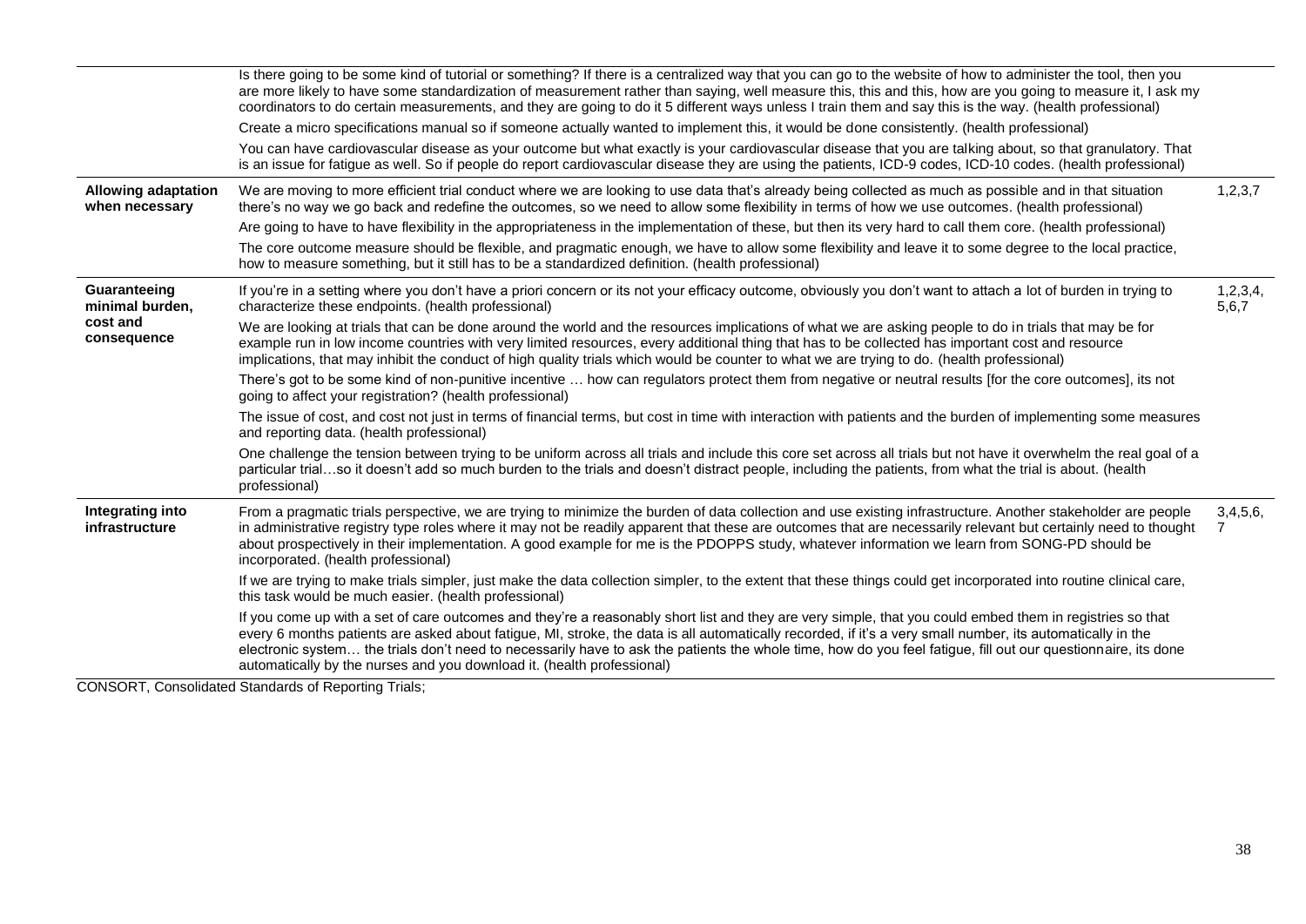| | | |
|---|---|---|
| | Is there going to be some kind of tutorial or something? If there is a centralized way that you can go to the website of how to administer the tool, then you are more likely to have some standardization of measurement rather than saying, well measure this, this and this, how are you going to measure it, I ask my coordinators to do certain measurements, and they are going to do it 5 different ways unless I train them and say this is the way. (health professional) | |
| | Create a micro specifications manual so if someone actually wanted to implement this, it would be done consistently. (health professional) | |
| | You can have cardiovascular disease as your outcome but what exactly is your cardiovascular disease that you are talking about, so that granulatory. That is an issue for fatigue as well. So if people do report cardiovascular disease they are using the patients, ICD-9 codes, ICD-10 codes. (health professional) | |
| **Allowing adaptation when necessary** | We are moving to more efficient trial conduct where we are looking to use data that's already being collected as much as possible and in that situation there's no way we go back and redefine the outcomes, so we need to allow some flexibility in terms of how we use outcomes. (health professional) | 1,2,3,7 |
| | Are going to have to have flexibility in the appropriateness in the implementation of these, but then its very hard to call them core. (health professional) | |
| | The core outcome measure should be flexible, and pragmatic enough, we have to allow some flexibility and leave it to some degree to the local practice, how to measure something, but it still has to be a standardized definition. (health professional) | |
| **Guaranteeing minimal burden, cost and consequence** | If you're in a setting where you don't have a priori concern or its not your efficacy outcome, obviously you don't want to attach a lot of burden in trying to characterize these endpoints. (health professional) | 1,2,3,4, 5,6,7 |
| | We are looking at trials that can be done around the world and the resources implications of what we are asking people to do in trials that may be for example run in low income countries with very limited resources, every additional thing that has to be collected has important cost and resource implications, that may inhibit the conduct of high quality trials which would be counter to what we are trying to do. (health professional) | |
| | There's got to be some kind of non-punitive incentive … how can regulators protect them from negative or neutral results [for the core outcomes], its not going to affect your registration? (health professional) | |
| | The issue of cost, and cost not just in terms of financial terms, but cost in time with interaction with patients and the burden of implementing some measures and reporting data. (health professional) | |
| | One challenge the tension between trying to be uniform across all trials and include this core set across all trials but not have it overwhelm the real goal of a particular trial…so it doesn't add so much burden to the trials and doesn't distract people, including the patients, from what the trial is about. (health professional) | |
| **Integrating into infrastructure** | From a pragmatic trials perspective, we are trying to minimize the burden of data collection and use existing infrastructure. Another stakeholder are people in administrative registry type roles where it may not be readily apparent that these are outcomes that are necessarily relevant but certainly need to thought about prospectively in their implementation. A good example for me is the PDOPPS study, whatever information we learn from SONG-PD should be incorporated. (health professional) | 3,4,5,6, 7 |
| | If we are trying to make trials simpler, just make the data collection simpler, to the extent that these things could get incorporated into routine clinical care, this task would be much easier. (health professional) | |
| | If you come up with a set of care outcomes and they're a reasonably short list and they are very simple, that you could embed them in registries so that every 6 months patients are asked about fatigue, MI, stroke, the data is all automatically recorded, if it's a very small number, its automatically in the electronic system… the trials don't need to necessarily have to ask the patients the whole time, how do you feel fatigue, fill out our questionnaire, its done automatically by the nurses and you download it. (health professional) | |

CONSORT, Consolidated Standards of Reporting Trials;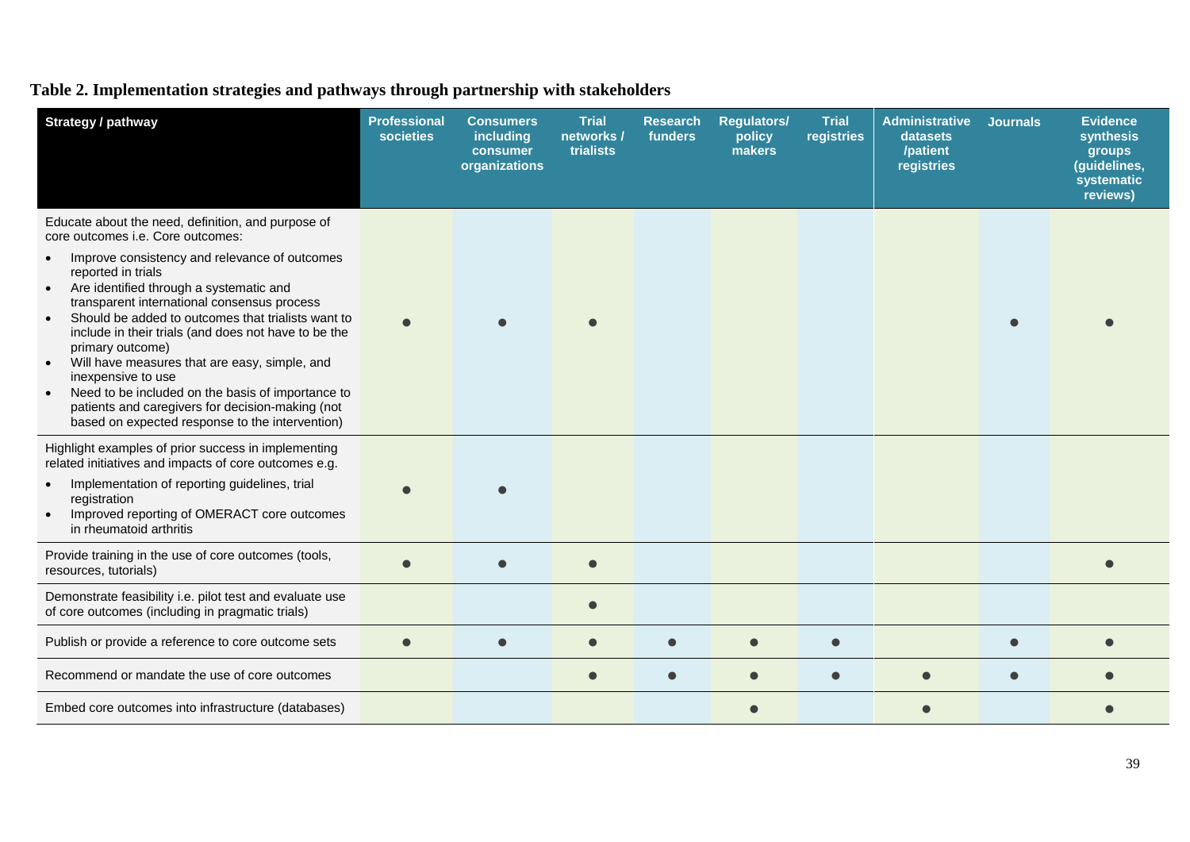**Table 2. Implementation strategies and pathways through partnership with stakeholders**

| Strategy / pathway | Professional societies | Consumers including consumer organizations | Trial networks / trialists | Research funders | Regulators/ policy makers | Trial registries | Administrative datasets /patient registries | Journals | Evidence synthesis groups (guidelines, systematic reviews) |
|---|---|---|---|---|---|---|---|---|---|
| Educate about the need, definition, and purpose of core outcomes i.e. Core outcomes: <br>• Improve consistency and relevance of outcomes reported in trials <br>• Are identified through a systematic and transparent international consensus process <br>• Should be added to outcomes that trialists want to include in their trials (and does not have to be the primary outcome) <br>• Will have measures that are easy, simple, and inexpensive to use <br>• Need to be included on the basis of importance to patients and caregivers for decision-making (not based on expected response to the intervention) | ● | ● | ● | | | | | ● | ● |
| Highlight examples of prior success in implementing related initiatives and impacts of core outcomes e.g. <br>• Implementation of reporting guidelines, trial registration <br>• Improved reporting of OMERACT core outcomes in rheumatoid arthritis | ● | ● | | | | | | | |
| Provide training in the use of core outcomes (tools, resources, tutorials) | ● | ● | ● | | | | | | ● |
| Demonstrate feasibility i.e. pilot test and evaluate use of core outcomes (including in pragmatic trials) | | | ● | | | | | | |
| Publish or provide a reference to core outcome sets | ● | ● | ● | ● | ● | ● | | ● | ● |
| Recommend or mandate the use of core outcomes | | | ● | ● | ● | ● | ● | ● | ● |
| Embed core outcomes into infrastructure (databases) | | | | | ● | | ● | | ● |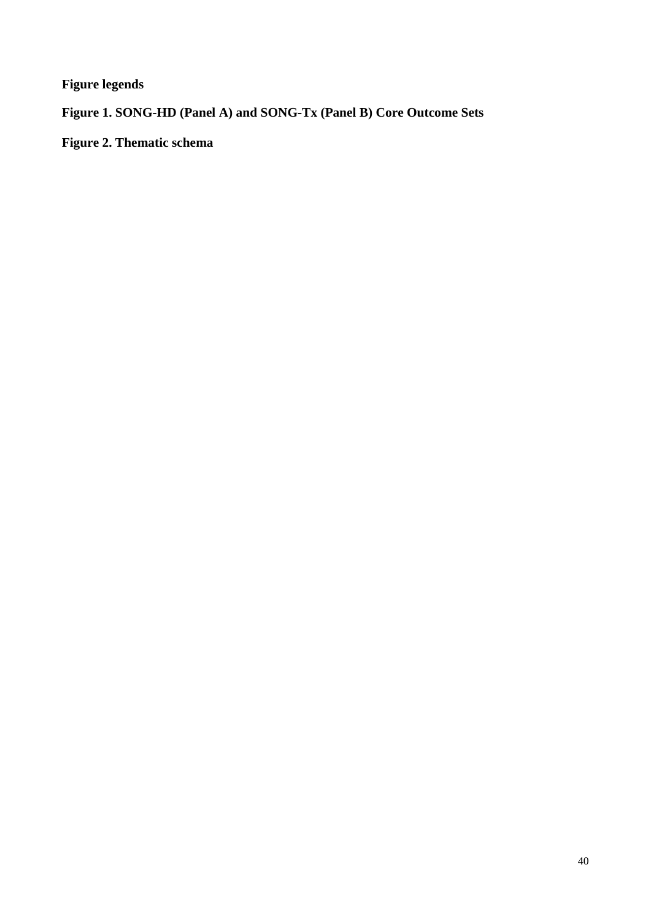**Figure legends**

**Figure 1. SONG-HD (Panel A) and SONG-Tx (Panel B) Core Outcome Sets**

**Figure 2. Thematic schema**